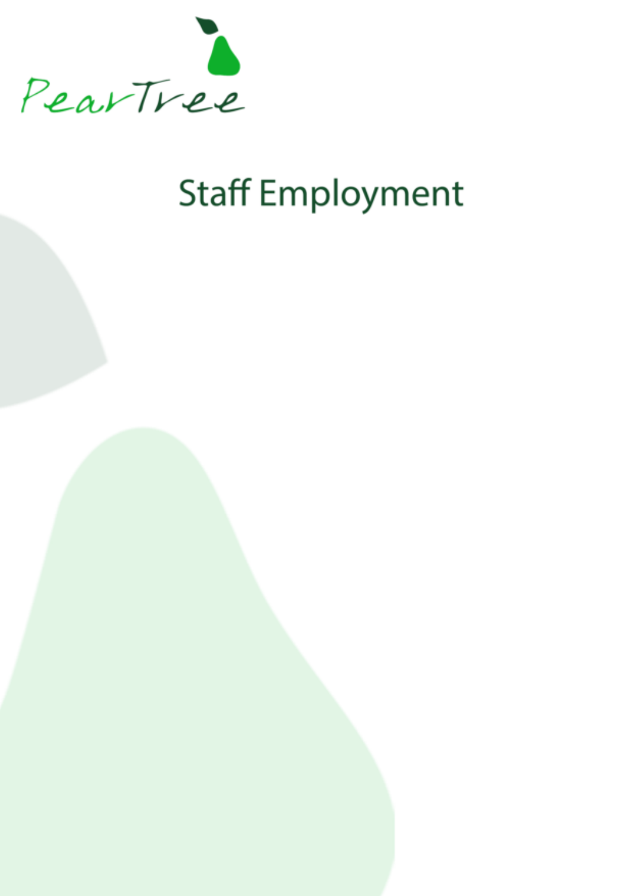PearTree

# Staff Employment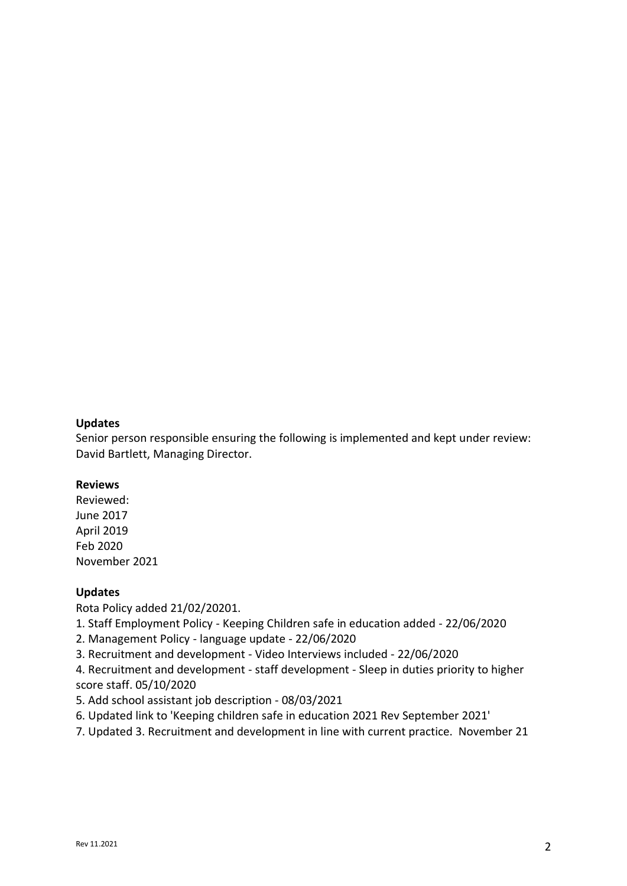**Updates**

Senior person responsible ensuring the following is implemented and kept under review: David Bartlett, Managing Director.

**Reviews**

Reviewed:
June 2017
April 2019
Feb 2020
November 2021

**Updates**

Rota Policy added 21/02/20201.

1. Staff Employment Policy - Keeping Children safe in education added - 22/06/2020
2. Management Policy - language update - 22/06/2020
3. Recruitment and development - Video Interviews included - 22/06/2020
4. Recruitment and development - staff development - Sleep in duties priority to higher score staff. 05/10/2020
5. Add school assistant job description - 08/03/2021
6. Updated link to 'Keeping children safe in education 2021 Rev September 2021'
7. Updated 3. Recruitment and development in line with current practice. November 21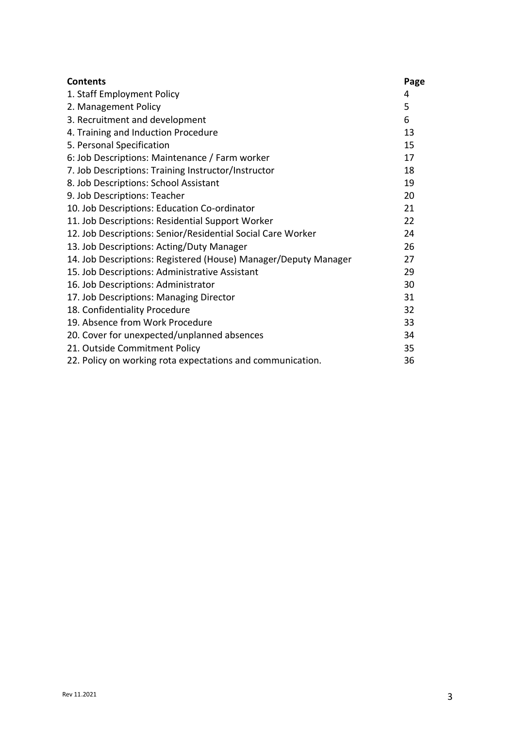| Contents | Page |
|---|---|
| 1. Staff Employment Policy | 4 |
| 2. Management Policy | 5 |
| 3. Recruitment and development | 6 |
| 4. Training and Induction Procedure | 13 |
| 5. Personal Specification | 15 |
| 6: Job Descriptions: Maintenance / Farm worker | 17 |
| 7. Job Descriptions: Training Instructor/Instructor | 18 |
| 8. Job Descriptions: School Assistant | 19 |
| 9. Job Descriptions: Teacher | 20 |
| 10. Job Descriptions: Education Co-ordinator | 21 |
| 11. Job Descriptions: Residential Support Worker | 22 |
| 12. Job Descriptions: Senior/Residential Social Care Worker | 24 |
| 13. Job Descriptions: Acting/Duty Manager | 26 |
| 14. Job Descriptions: Registered (House) Manager/Deputy Manager | 27 |
| 15. Job Descriptions: Administrative Assistant | 29 |
| 16. Job Descriptions: Administrator | 30 |
| 17. Job Descriptions: Managing Director | 31 |
| 18. Confidentiality Procedure | 32 |
| 19. Absence from Work Procedure | 33 |
| 20. Cover for unexpected/unplanned absences | 34 |
| 21. Outside Commitment Policy | 35 |
| 22. Policy on working rota expectations and communication. | 36 |

Rev 11.2021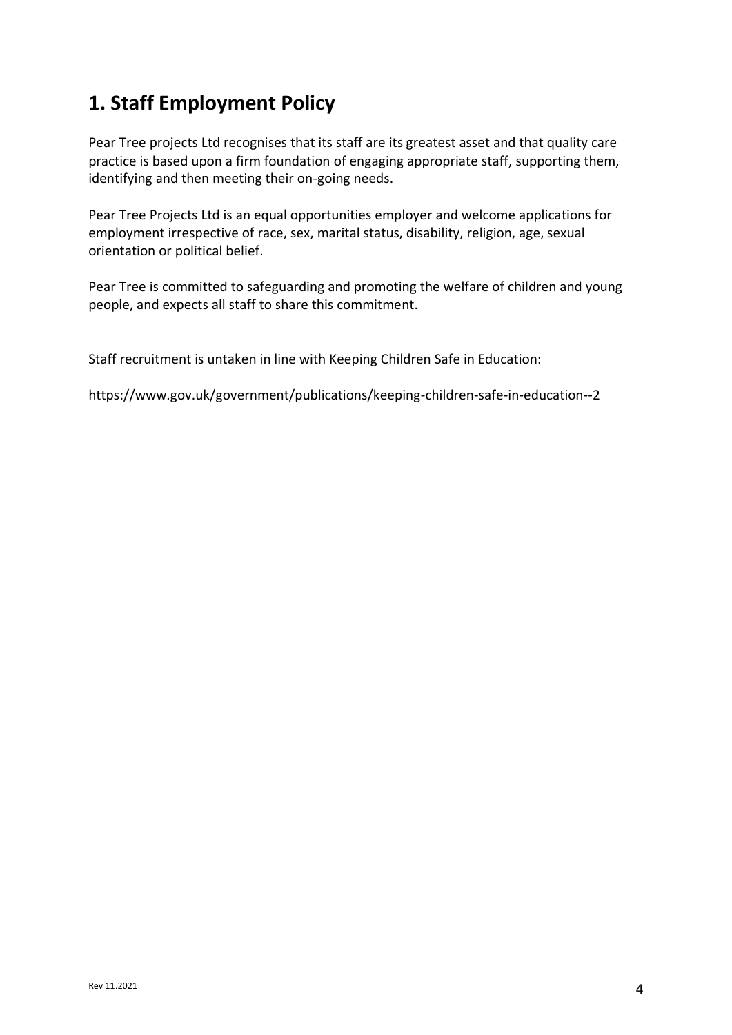# 1. Staff Employment Policy

Pear Tree projects Ltd recognises that its staff are its greatest asset and that quality care practice is based upon a firm foundation of engaging appropriate staff, supporting them, identifying and then meeting their on-going needs.

Pear Tree Projects Ltd is an equal opportunities employer and welcome applications for employment irrespective of race, sex, marital status, disability, religion, age, sexual orientation or political belief.

Pear Tree is committed to safeguarding and promoting the welfare of children and young people, and expects all staff to share this commitment.

Staff recruitment is untaken in line with Keeping Children Safe in Education:

https://www.gov.uk/government/publications/keeping-children-safe-in-education--2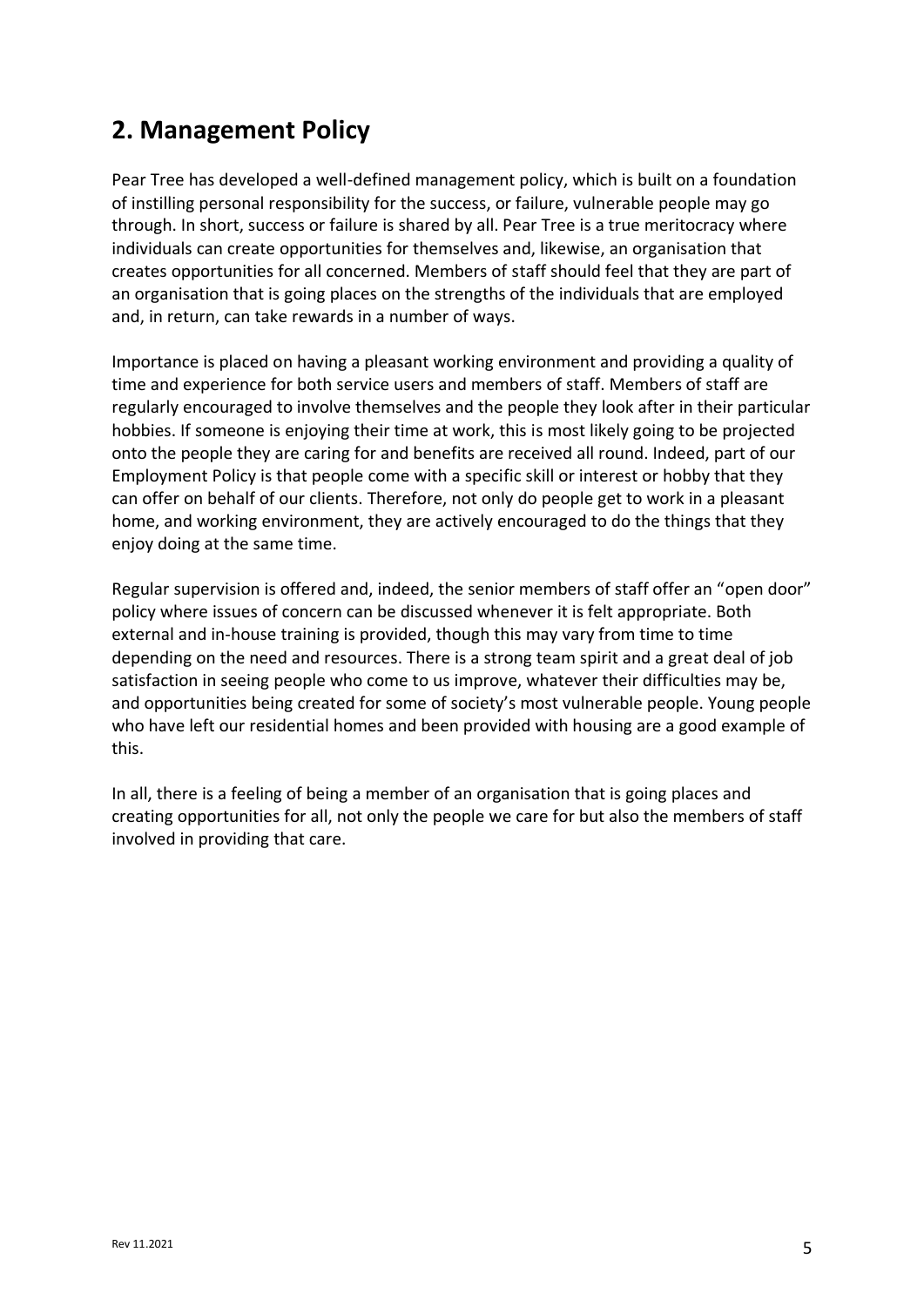## 2. Management Policy

Pear Tree has developed a well-defined management policy, which is built on a foundation of instilling personal responsibility for the success, or failure, vulnerable people may go through. In short, success or failure is shared by all. Pear Tree is a true meritocracy where individuals can create opportunities for themselves and, likewise, an organisation that creates opportunities for all concerned. Members of staff should feel that they are part of an organisation that is going places on the strengths of the individuals that are employed and, in return, can take rewards in a number of ways.

Importance is placed on having a pleasant working environment and providing a quality of time and experience for both service users and members of staff. Members of staff are regularly encouraged to involve themselves and the people they look after in their particular hobbies. If someone is enjoying their time at work, this is most likely going to be projected onto the people they are caring for and benefits are received all round. Indeed, part of our Employment Policy is that people come with a specific skill or interest or hobby that they can offer on behalf of our clients. Therefore, not only do people get to work in a pleasant home, and working environment, they are actively encouraged to do the things that they enjoy doing at the same time.

Regular supervision is offered and, indeed, the senior members of staff offer an "open door" policy where issues of concern can be discussed whenever it is felt appropriate. Both external and in-house training is provided, though this may vary from time to time depending on the need and resources. There is a strong team spirit and a great deal of job satisfaction in seeing people who come to us improve, whatever their difficulties may be, and opportunities being created for some of society's most vulnerable people. Young people who have left our residential homes and been provided with housing are a good example of this.

In all, there is a feeling of being a member of an organisation that is going places and creating opportunities for all, not only the people we care for but also the members of staff involved in providing that care.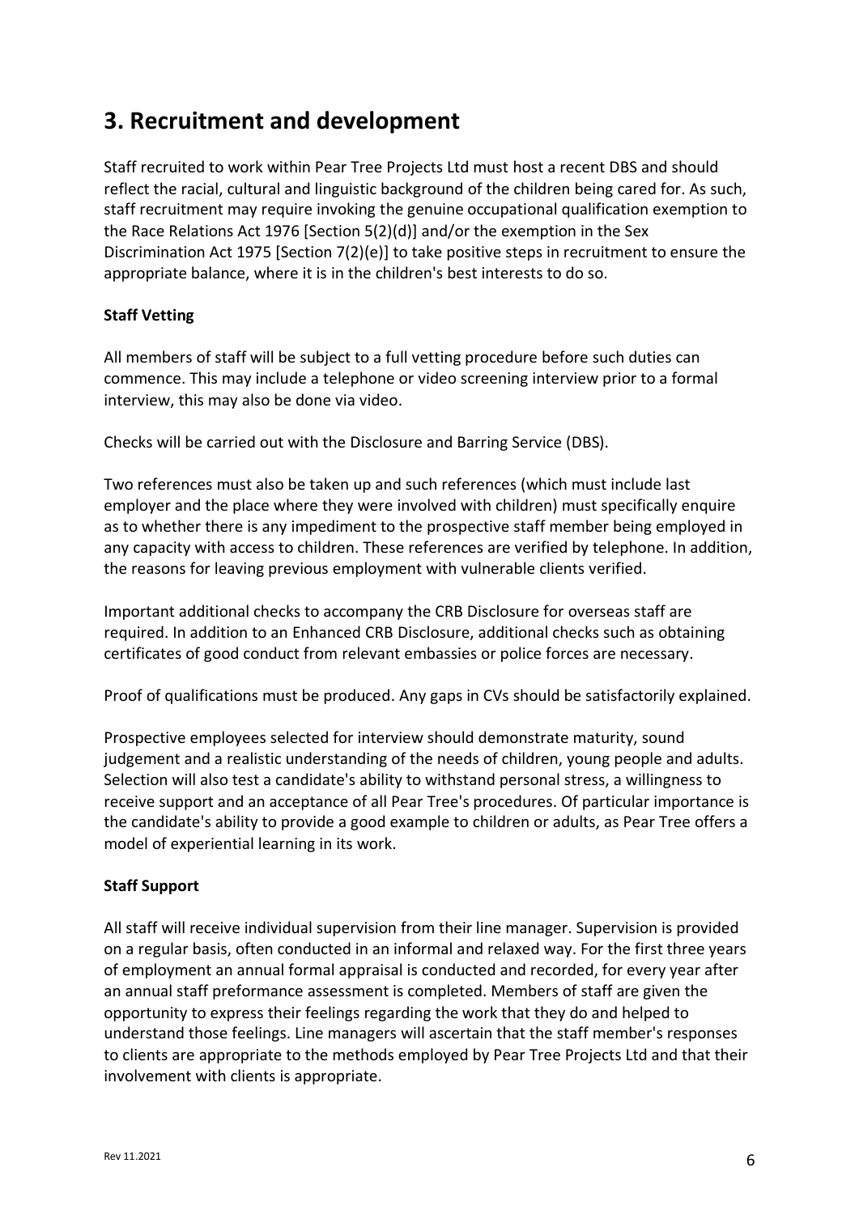# 3. Recruitment and development

Staff recruited to work within Pear Tree Projects Ltd must host a recent DBS and should reflect the racial, cultural and linguistic background of the children being cared for. As such, staff recruitment may require invoking the genuine occupational qualification exemption to the Race Relations Act 1976 [Section 5(2)(d)] and/or the exemption in the Sex Discrimination Act 1975 [Section 7(2)(e)] to take positive steps in recruitment to ensure the appropriate balance, where it is in the children's best interests to do so.

**Staff Vetting**

All members of staff will be subject to a full vetting procedure before such duties can commence. This may include a telephone or video screening interview prior to a formal interview, this may also be done via video.

Checks will be carried out with the Disclosure and Barring Service (DBS).

Two references must also be taken up and such references (which must include last employer and the place where they were involved with children) must specifically enquire as to whether there is any impediment to the prospective staff member being employed in any capacity with access to children. These references are verified by telephone. In addition, the reasons for leaving previous employment with vulnerable clients verified.

Important additional checks to accompany the CRB Disclosure for overseas staff are required. In addition to an Enhanced CRB Disclosure, additional checks such as obtaining certificates of good conduct from relevant embassies or police forces are necessary.

Proof of qualifications must be produced. Any gaps in CVs should be satisfactorily explained.

Prospective employees selected for interview should demonstrate maturity, sound judgement and a realistic understanding of the needs of children, young people and adults. Selection will also test a candidate's ability to withstand personal stress, a willingness to receive support and an acceptance of all Pear Tree's procedures. Of particular importance is the candidate's ability to provide a good example to children or adults, as Pear Tree offers a model of experiential learning in its work.

**Staff Support**

All staff will receive individual supervision from their line manager. Supervision is provided on a regular basis, often conducted in an informal and relaxed way. For the first three years of employment an annual formal appraisal is conducted and recorded, for every year after an annual staff preformance assessment is completed. Members of staff are given the opportunity to express their feelings regarding the work that they do and helped to understand those feelings. Line managers will ascertain that the staff member's responses to clients are appropriate to the methods employed by Pear Tree Projects Ltd and that their involvement with clients is appropriate.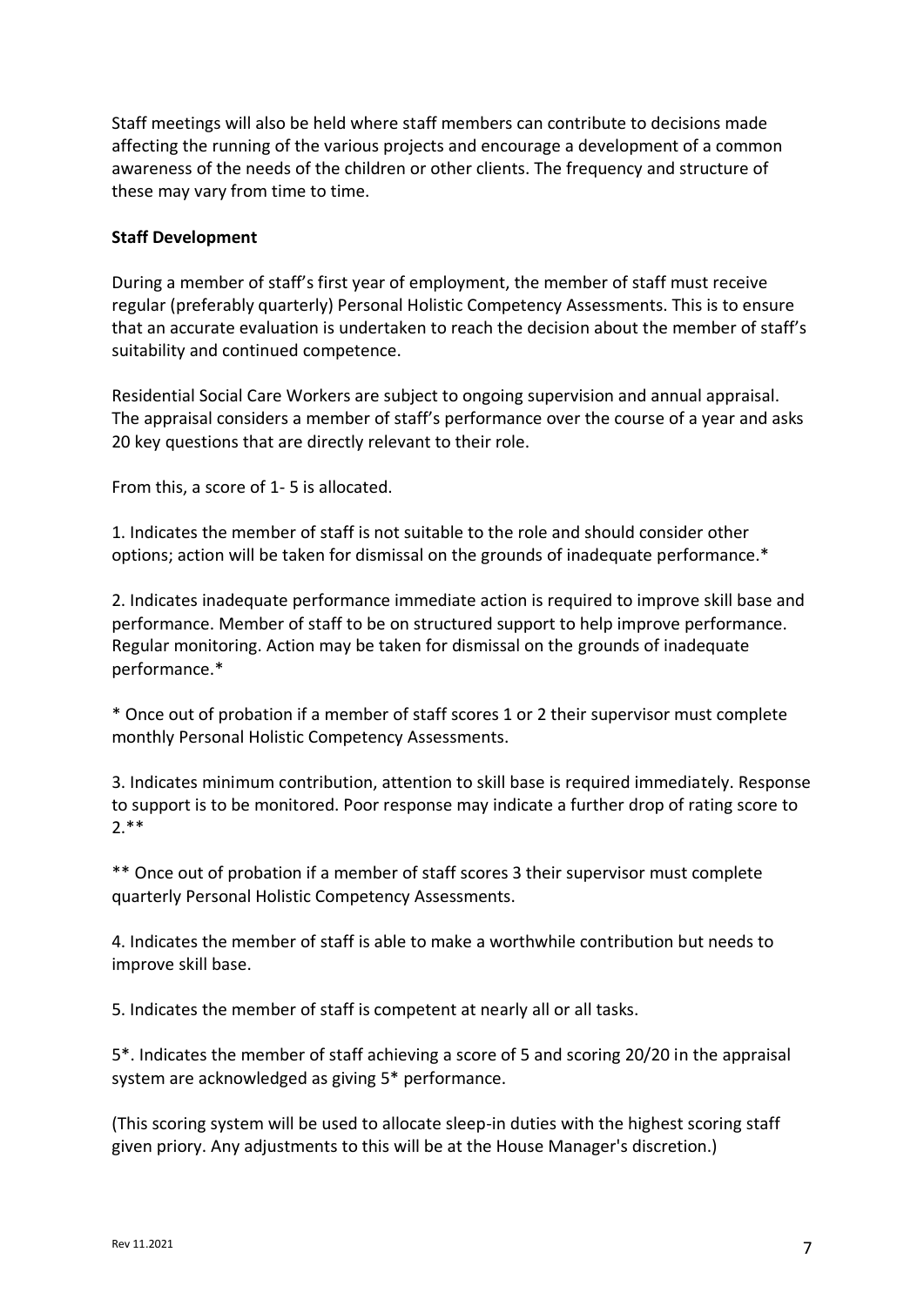Staff meetings will also be held where staff members can contribute to decisions made affecting the running of the various projects and encourage a development of a common awareness of the needs of the children or other clients. The frequency and structure of these may vary from time to time.

**Staff Development**

During a member of staff's first year of employment, the member of staff must receive regular (preferably quarterly) Personal Holistic Competency Assessments. This is to ensure that an accurate evaluation is undertaken to reach the decision about the member of staff's suitability and continued competence.

Residential Social Care Workers are subject to ongoing supervision and annual appraisal. The appraisal considers a member of staff's performance over the course of a year and asks 20 key questions that are directly relevant to their role.

From this, a score of 1- 5 is allocated.

1. Indicates the member of staff is not suitable to the role and should consider other options; action will be taken for dismissal on the grounds of inadequate performance.*

2. Indicates inadequate performance immediate action is required to improve skill base and performance. Member of staff to be on structured support to help improve performance. Regular monitoring. Action may be taken for dismissal on the grounds of inadequate performance.*

\* Once out of probation if a member of staff scores 1 or 2 their supervisor must complete monthly Personal Holistic Competency Assessments.

3. Indicates minimum contribution, attention to skill base is required immediately. Response to support is to be monitored. Poor response may indicate a further drop of rating score to 2.**

\*\* Once out of probation if a member of staff scores 3 their supervisor must complete quarterly Personal Holistic Competency Assessments.

4. Indicates the member of staff is able to make a worthwhile contribution but needs to improve skill base.

5. Indicates the member of staff is competent at nearly all or all tasks.

5*. Indicates the member of staff achieving a score of 5 and scoring 20/20 in the appraisal system are acknowledged as giving 5* performance.

(This scoring system will be used to allocate sleep-in duties with the highest scoring staff given priory. Any adjustments to this will be at the House Manager's discretion.)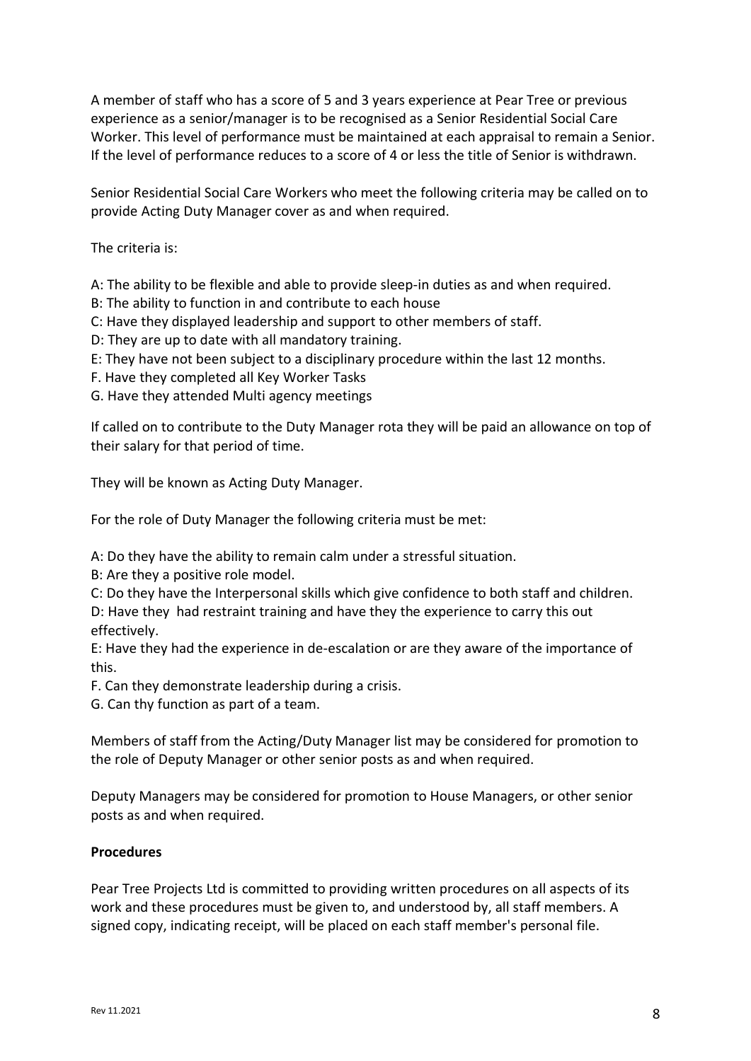A member of staff who has a score of 5 and 3 years experience at Pear Tree or previous experience as a senior/manager is to be recognised as a Senior Residential Social Care Worker. This level of performance must be maintained at each appraisal to remain a Senior. If the level of performance reduces to a score of 4 or less the title of Senior is withdrawn.

Senior Residential Social Care Workers who meet the following criteria may be called on to provide Acting Duty Manager cover as and when required.

The criteria is:

A: The ability to be flexible and able to provide sleep-in duties as and when required.
B: The ability to function in and contribute to each house
C: Have they displayed leadership and support to other members of staff.
D: They are up to date with all mandatory training.
E: They have not been subject to a disciplinary procedure within the last 12 months.
F. Have they completed all Key Worker Tasks
G. Have they attended Multi agency meetings

If called on to contribute to the Duty Manager rota they will be paid an allowance on top of their salary for that period of time.

They will be known as Acting Duty Manager.

For the role of Duty Manager the following criteria must be met:

A: Do they have the ability to remain calm under a stressful situation.
B: Are they a positive role model.
C: Do they have the Interpersonal skills which give confidence to both staff and children.
D: Have they had restraint training and have they the experience to carry this out effectively.
E: Have they had the experience in de-escalation or are they aware of the importance of this.
F. Can they demonstrate leadership during a crisis.
G. Can thy function as part of a team.

Members of staff from the Acting/Duty Manager list may be considered for promotion to the role of Deputy Manager or other senior posts as and when required.

Deputy Managers may be considered for promotion to House Managers, or other senior posts as and when required.

**Procedures**

Pear Tree Projects Ltd is committed to providing written procedures on all aspects of its work and these procedures must be given to, and understood by, all staff members. A signed copy, indicating receipt, will be placed on each staff member's personal file.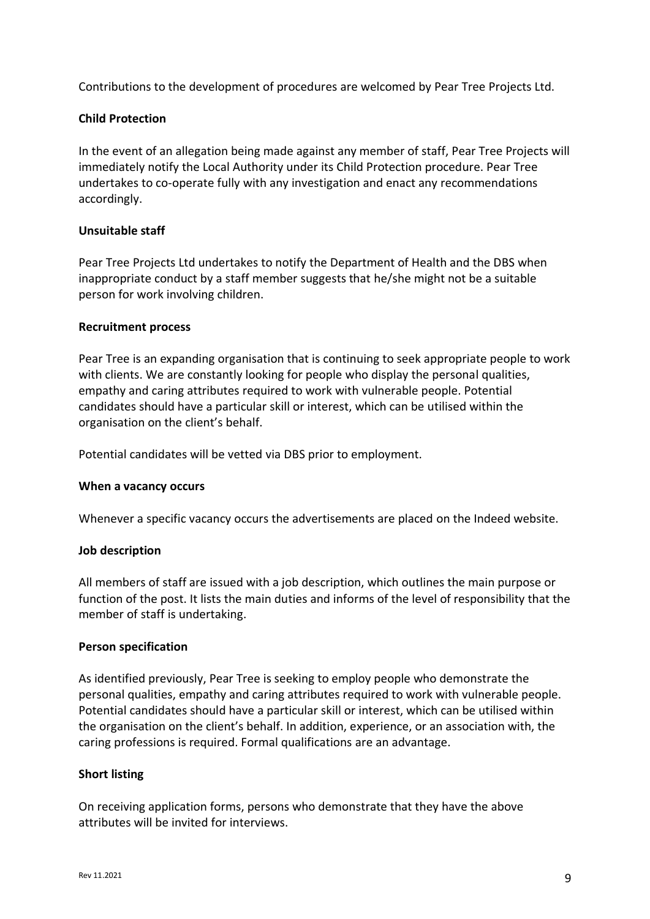Contributions to the development of procedures are welcomed by Pear Tree Projects Ltd.

**Child Protection**

In the event of an allegation being made against any member of staff, Pear Tree Projects will immediately notify the Local Authority under its Child Protection procedure. Pear Tree undertakes to co-operate fully with any investigation and enact any recommendations accordingly.

**Unsuitable staff**

Pear Tree Projects Ltd undertakes to notify the Department of Health and the DBS when inappropriate conduct by a staff member suggests that he/she might not be a suitable person for work involving children.

**Recruitment process**

Pear Tree is an expanding organisation that is continuing to seek appropriate people to work with clients. We are constantly looking for people who display the personal qualities, empathy and caring attributes required to work with vulnerable people. Potential candidates should have a particular skill or interest, which can be utilised within the organisation on the client's behalf.

Potential candidates will be vetted via DBS prior to employment.

**When a vacancy occurs**

Whenever a specific vacancy occurs the advertisements are placed on the Indeed website.

**Job description**

All members of staff are issued with a job description, which outlines the main purpose or function of the post. It lists the main duties and informs of the level of responsibility that the member of staff is undertaking.

**Person specification**

As identified previously, Pear Tree is seeking to employ people who demonstrate the personal qualities, empathy and caring attributes required to work with vulnerable people. Potential candidates should have a particular skill or interest, which can be utilised within the organisation on the client's behalf. In addition, experience, or an association with, the caring professions is required. Formal qualifications are an advantage.

**Short listing**

On receiving application forms, persons who demonstrate that they have the above attributes will be invited for interviews.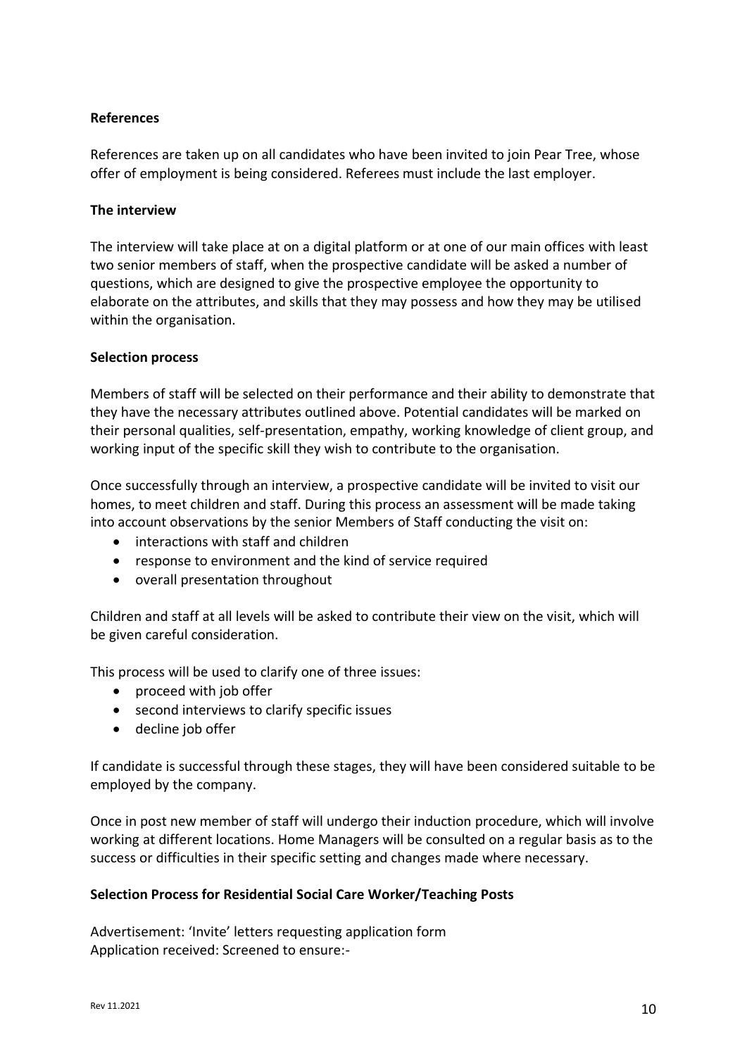**References**

References are taken up on all candidates who have been invited to join Pear Tree, whose offer of employment is being considered. Referees must include the last employer.

**The interview**

The interview will take place at on a digital platform or at one of our main offices with least two senior members of staff, when the prospective candidate will be asked a number of questions, which are designed to give the prospective employee the opportunity to elaborate on the attributes, and skills that they may possess and how they may be utilised within the organisation.

**Selection process**

Members of staff will be selected on their performance and their ability to demonstrate that they have the necessary attributes outlined above. Potential candidates will be marked on their personal qualities, self-presentation, empathy, working knowledge of client group, and working input of the specific skill they wish to contribute to the organisation.

Once successfully through an interview, a prospective candidate will be invited to visit our homes, to meet children and staff. During this process an assessment will be made taking into account observations by the senior Members of Staff conducting the visit on:

- interactions with staff and children
- response to environment and the kind of service required
- overall presentation throughout

Children and staff at all levels will be asked to contribute their view on the visit, which will be given careful consideration.

This process will be used to clarify one of three issues:

- proceed with job offer
- second interviews to clarify specific issues
- decline job offer

If candidate is successful through these stages, they will have been considered suitable to be employed by the company.

Once in post new member of staff will undergo their induction procedure, which will involve working at different locations. Home Managers will be consulted on a regular basis as to the success or difficulties in their specific setting and changes made where necessary.

**Selection Process for Residential Social Care Worker/Teaching Posts**

Advertisement: 'Invite' letters requesting application form
Application received: Screened to ensure:-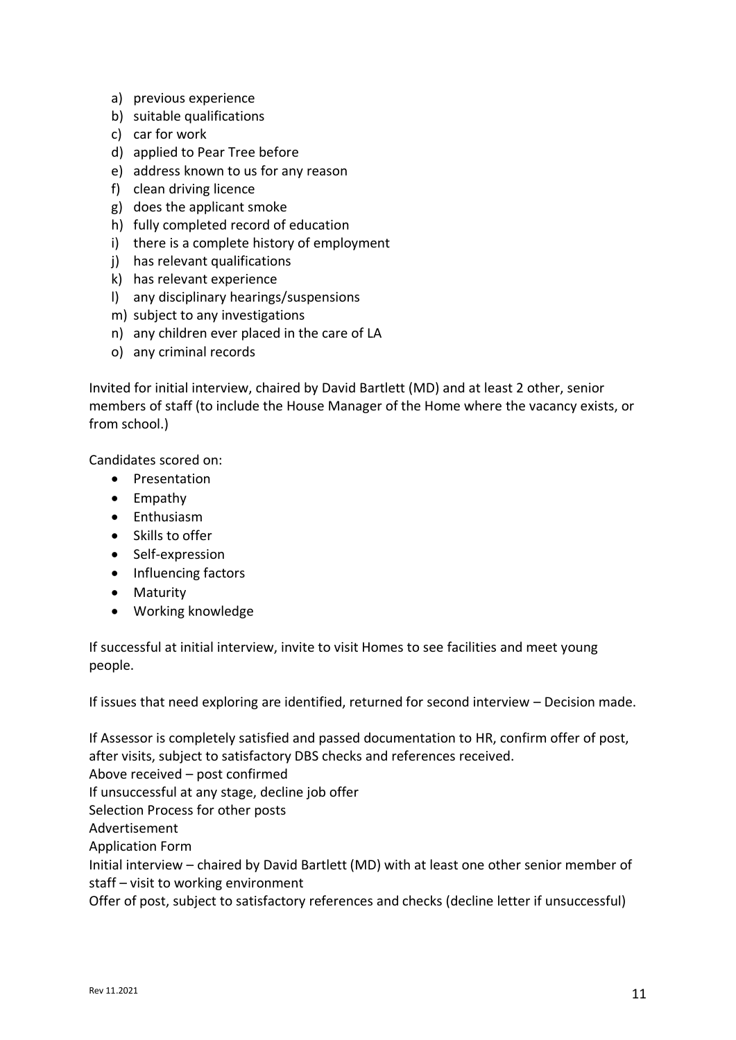a) previous experience
b) suitable qualifications
c) car for work
d) applied to Pear Tree before
e) address known to us for any reason
f) clean driving licence
g) does the applicant smoke
h) fully completed record of education
i) there is a complete history of employment
j) has relevant qualifications
k) has relevant experience
l) any disciplinary hearings/suspensions
m) subject to any investigations
n) any children ever placed in the care of LA
o) any criminal records

Invited for initial interview, chaired by David Bartlett (MD) and at least 2 other, senior members of staff (to include the House Manager of the Home where the vacancy exists, or from school.)

Candidates scored on:

- Presentation
- Empathy
- Enthusiasm
- Skills to offer
- Self-expression
- Influencing factors
- Maturity
- Working knowledge

If successful at initial interview, invite to visit Homes to see facilities and meet young people.

If issues that need exploring are identified, returned for second interview – Decision made.

If Assessor is completely satisfied and passed documentation to HR, confirm offer of post, after visits, subject to satisfactory DBS checks and references received.
Above received – post confirmed
If unsuccessful at any stage, decline job offer
Selection Process for other posts
Advertisement
Application Form
Initial interview – chaired by David Bartlett (MD) with at least one other senior member of staff – visit to working environment
Offer of post, subject to satisfactory references and checks (decline letter if unsuccessful)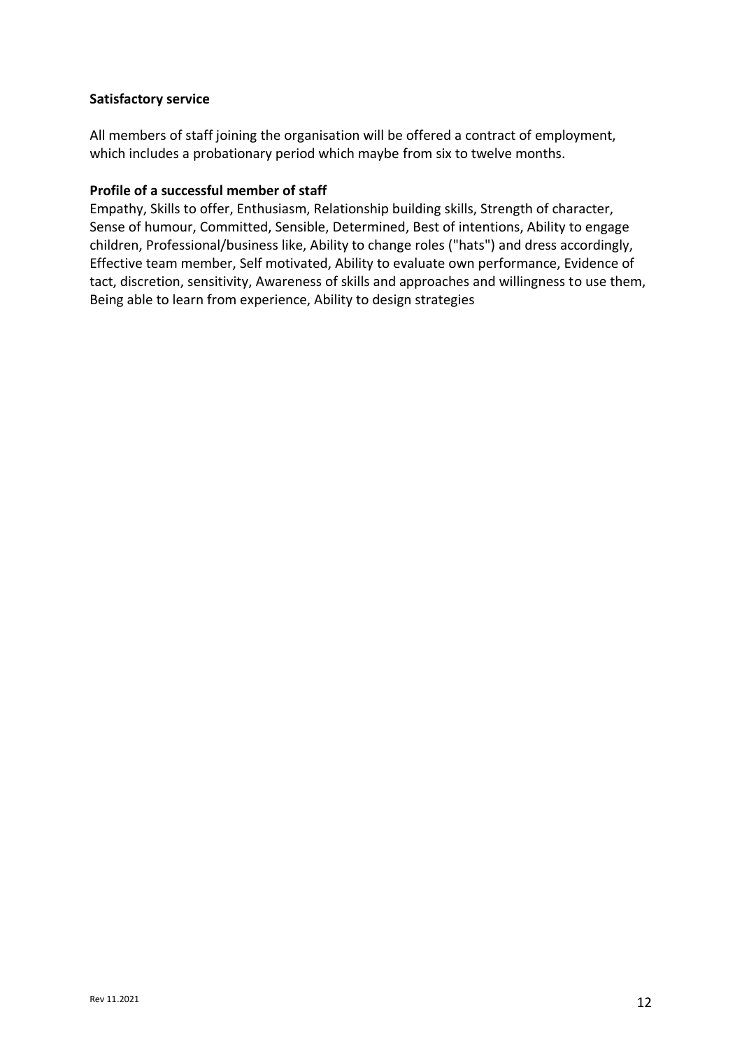**Satisfactory service**

All members of staff joining the organisation will be offered a contract of employment, which includes a probationary period which maybe from six to twelve months.

**Profile of a successful member of staff**

Empathy, Skills to offer, Enthusiasm, Relationship building skills, Strength of character, Sense of humour, Committed, Sensible, Determined, Best of intentions, Ability to engage children, Professional/business like, Ability to change roles ("hats") and dress accordingly, Effective team member, Self motivated, Ability to evaluate own performance, Evidence of tact, discretion, sensitivity, Awareness of skills and approaches and willingness to use them, Being able to learn from experience, Ability to design strategies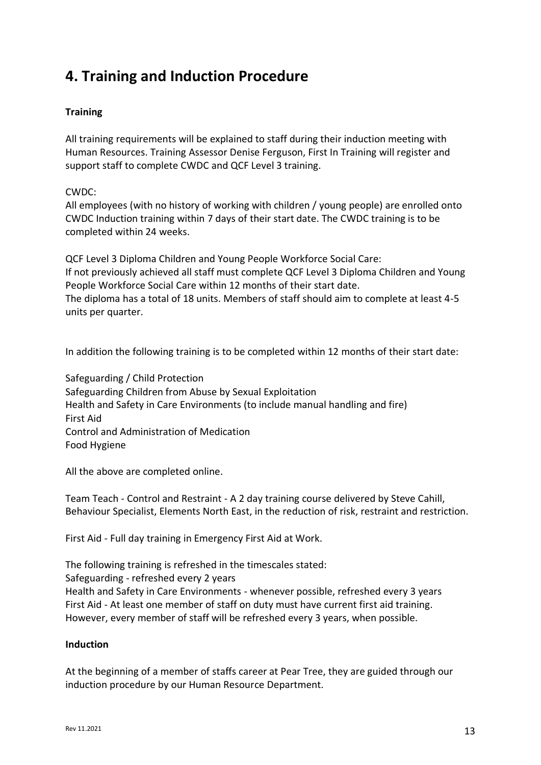# 4. Training and Induction Procedure

**Training**

All training requirements will be explained to staff during their induction meeting with Human Resources. Training Assessor Denise Ferguson, First In Training will register and support staff to complete CWDC and QCF Level 3 training.

CWDC:
All employees (with no history of working with children / young people) are enrolled onto CWDC Induction training within 7 days of their start date. The CWDC training is to be completed within 24 weeks.

QCF Level 3 Diploma Children and Young People Workforce Social Care:
If not previously achieved all staff must complete QCF Level 3 Diploma Children and Young People Workforce Social Care within 12 months of their start date.
The diploma has a total of 18 units. Members of staff should aim to complete at least 4-5 units per quarter.

In addition the following training is to be completed within 12 months of their start date:

Safeguarding / Child Protection
Safeguarding Children from Abuse by Sexual Exploitation
Health and Safety in Care Environments (to include manual handling and fire)
First Aid
Control and Administration of Medication
Food Hygiene

All the above are completed online.

Team Teach - Control and Restraint - A 2 day training course delivered by Steve Cahill, Behaviour Specialist, Elements North East, in the reduction of risk, restraint and restriction.

First Aid - Full day training in Emergency First Aid at Work.

The following training is refreshed in the timescales stated:
Safeguarding - refreshed every 2 years
Health and Safety in Care Environments - whenever possible, refreshed every 3 years
First Aid - At least one member of staff on duty must have current first aid training. However, every member of staff will be refreshed every 3 years, when possible.

**Induction**

At the beginning of a member of staffs career at Pear Tree, they are guided through our induction procedure by our Human Resource Department.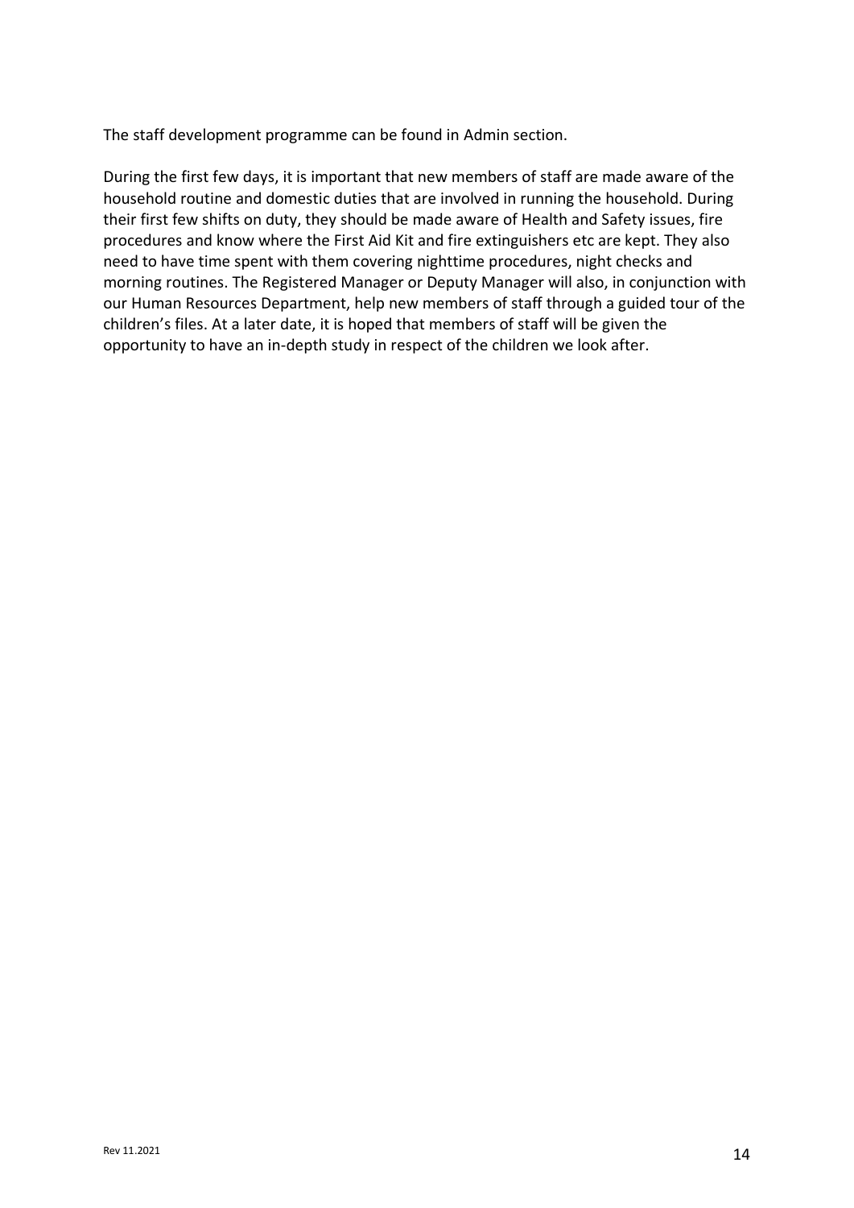The staff development programme can be found in Admin section.

During the first few days, it is important that new members of staff are made aware of the household routine and domestic duties that are involved in running the household. During their first few shifts on duty, they should be made aware of Health and Safety issues, fire procedures and know where the First Aid Kit and fire extinguishers etc are kept. They also need to have time spent with them covering nighttime procedures, night checks and morning routines. The Registered Manager or Deputy Manager will also, in conjunction with our Human Resources Department, help new members of staff through a guided tour of the children's files. At a later date, it is hoped that members of staff will be given the opportunity to have an in-depth study in respect of the children we look after.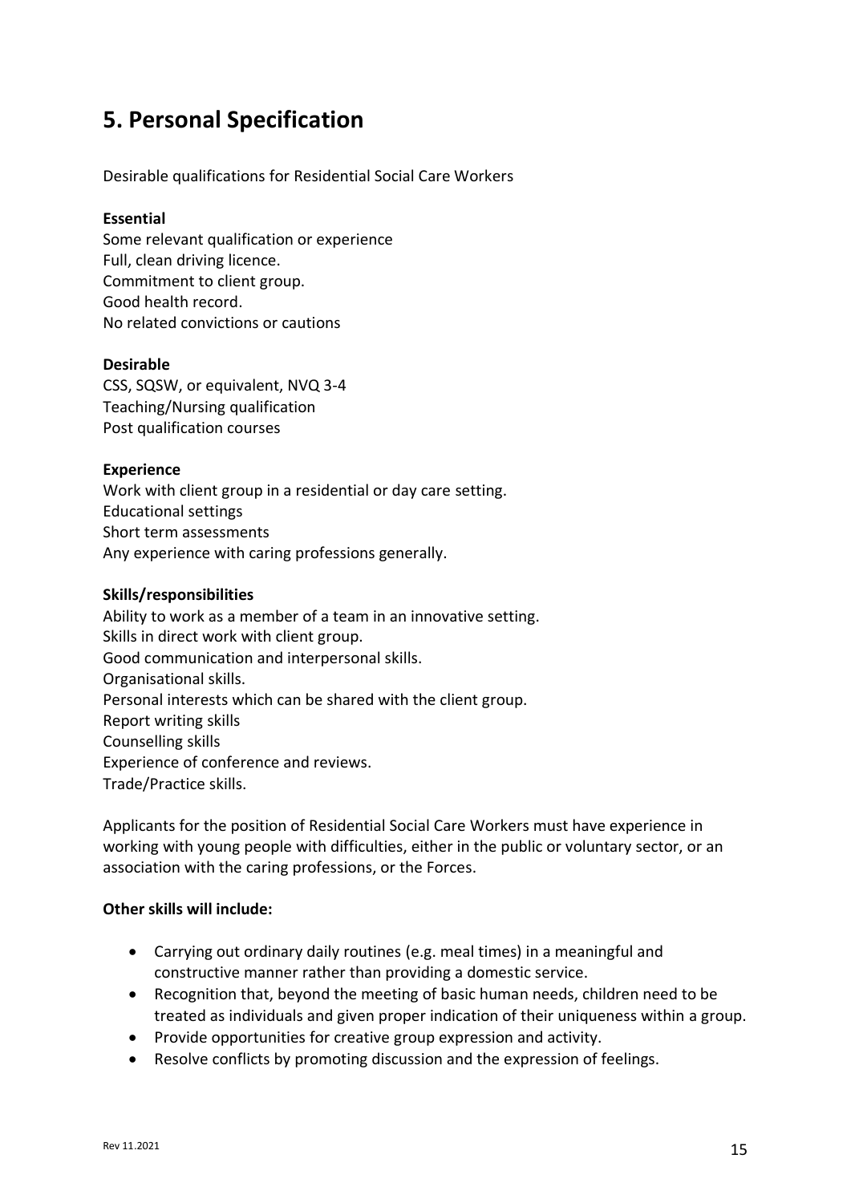## 5. Personal Specification

Desirable qualifications for Residential Social Care Workers

**Essential**
Some relevant qualification or experience
Full, clean driving licence.
Commitment to client group.
Good health record.
No related convictions or cautions

**Desirable**
CSS, SQSW, or equivalent, NVQ 3-4
Teaching/Nursing qualification
Post qualification courses

**Experience**
Work with client group in a residential or day care setting.
Educational settings
Short term assessments
Any experience with caring professions generally.

**Skills/responsibilities**
Ability to work as a member of a team in an innovative setting.
Skills in direct work with client group.
Good communication and interpersonal skills.
Organisational skills.
Personal interests which can be shared with the client group.
Report writing skills
Counselling skills
Experience of conference and reviews.
Trade/Practice skills.

Applicants for the position of Residential Social Care Workers must have experience in working with young people with difficulties, either in the public or voluntary sector, or an association with the caring professions, or the Forces.

**Other skills will include:**

- Carrying out ordinary daily routines (e.g. meal times) in a meaningful and constructive manner rather than providing a domestic service.
- Recognition that, beyond the meeting of basic human needs, children need to be treated as individuals and given proper indication of their uniqueness within a group.
- Provide opportunities for creative group expression and activity.
- Resolve conflicts by promoting discussion and the expression of feelings.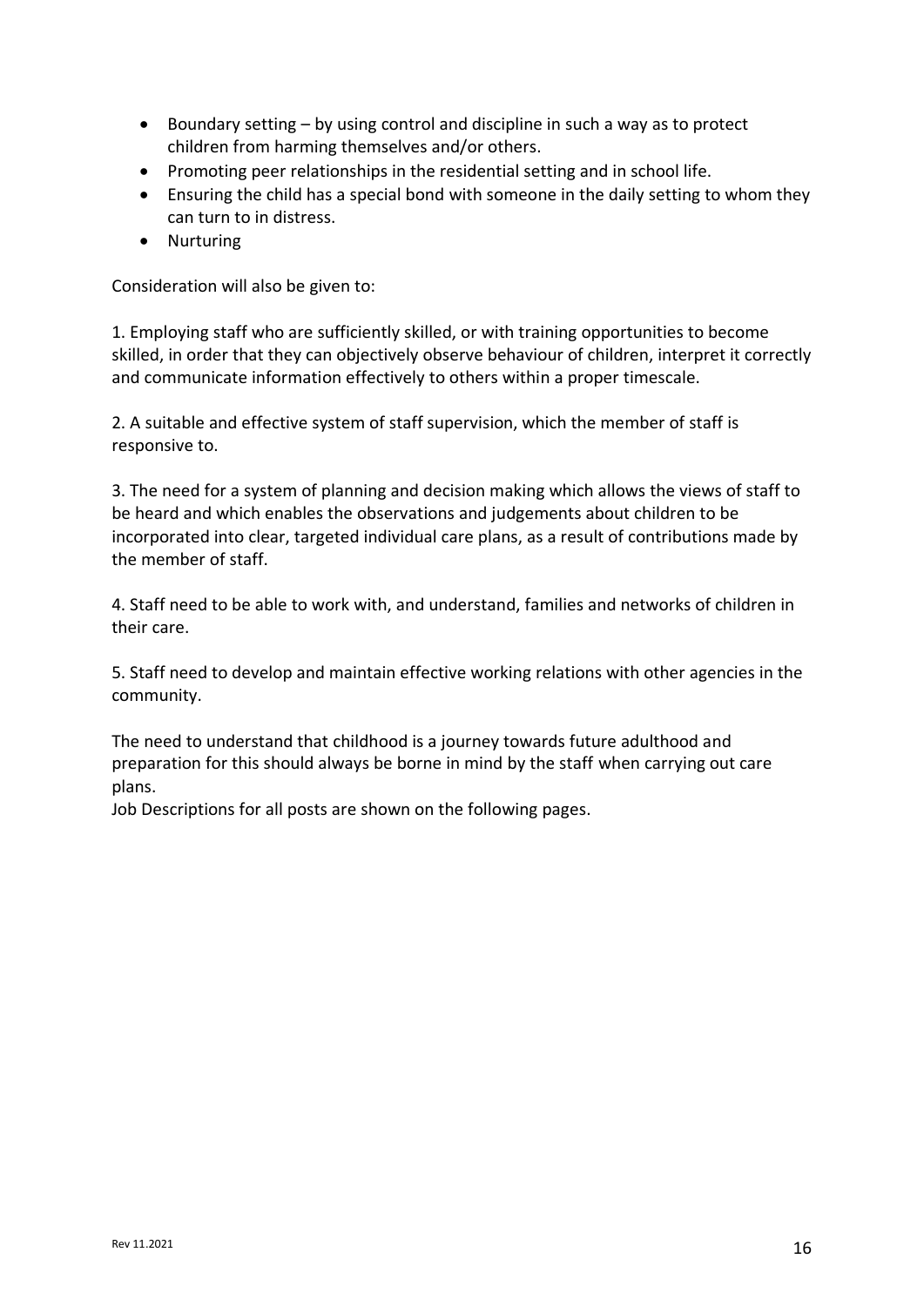- Boundary setting – by using control and discipline in such a way as to protect children from harming themselves and/or others.
- Promoting peer relationships in the residential setting and in school life.
- Ensuring the child has a special bond with someone in the daily setting to whom they can turn to in distress.
- Nurturing

Consideration will also be given to:

1. Employing staff who are sufficiently skilled, or with training opportunities to become skilled, in order that they can objectively observe behaviour of children, interpret it correctly and communicate information effectively to others within a proper timescale.

2. A suitable and effective system of staff supervision, which the member of staff is responsive to.

3. The need for a system of planning and decision making which allows the views of staff to be heard and which enables the observations and judgements about children to be incorporated into clear, targeted individual care plans, as a result of contributions made by the member of staff.

4. Staff need to be able to work with, and understand, families and networks of children in their care.

5. Staff need to develop and maintain effective working relations with other agencies in the community.

The need to understand that childhood is a journey towards future adulthood and preparation for this should always be borne in mind by the staff when carrying out care plans.
Job Descriptions for all posts are shown on the following pages.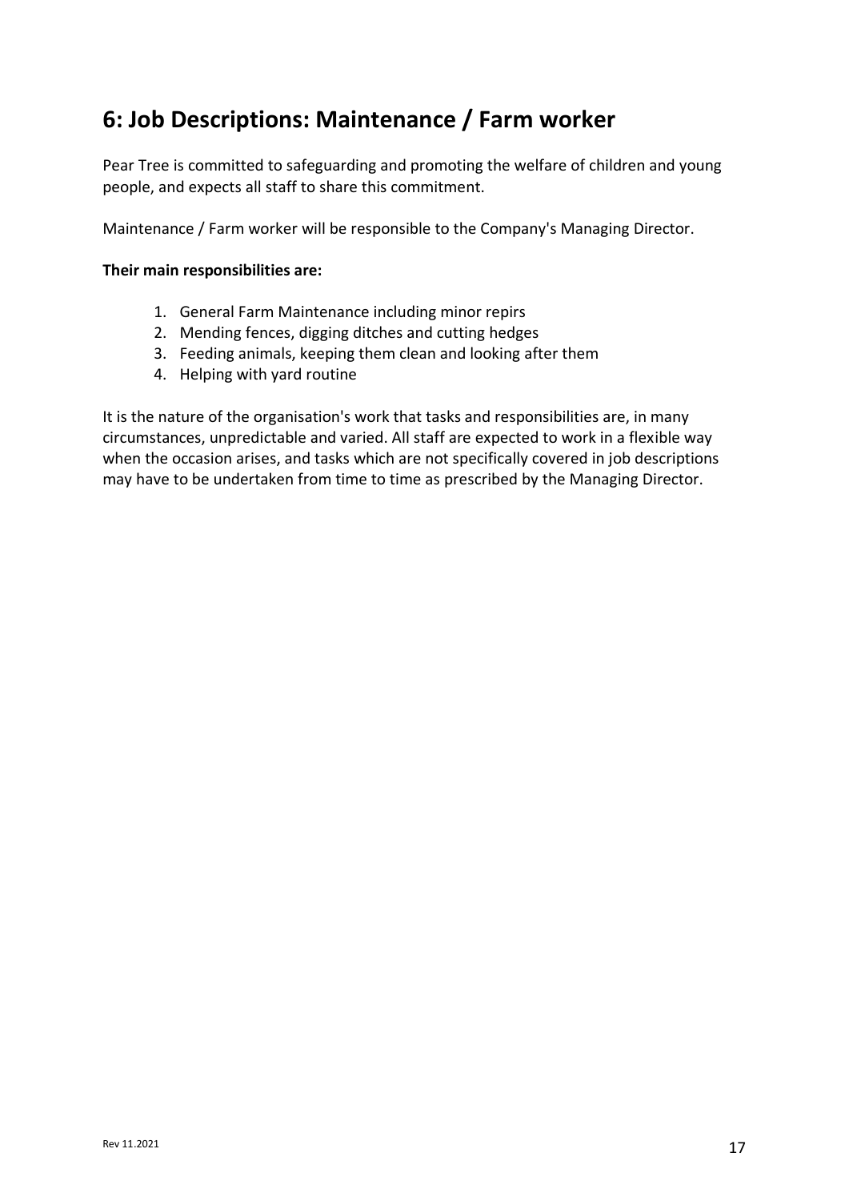## 6: Job Descriptions: Maintenance / Farm worker

Pear Tree is committed to safeguarding and promoting the welfare of children and young people, and expects all staff to share this commitment.

Maintenance / Farm worker will be responsible to the Company's Managing Director.

**Their main responsibilities are:**

1. General Farm Maintenance including minor repirs
2. Mending fences, digging ditches and cutting hedges
3. Feeding animals, keeping them clean and looking after them
4. Helping with yard routine

It is the nature of the organisation's work that tasks and responsibilities are, in many circumstances, unpredictable and varied. All staff are expected to work in a flexible way when the occasion arises, and tasks which are not specifically covered in job descriptions may have to be undertaken from time to time as prescribed by the Managing Director.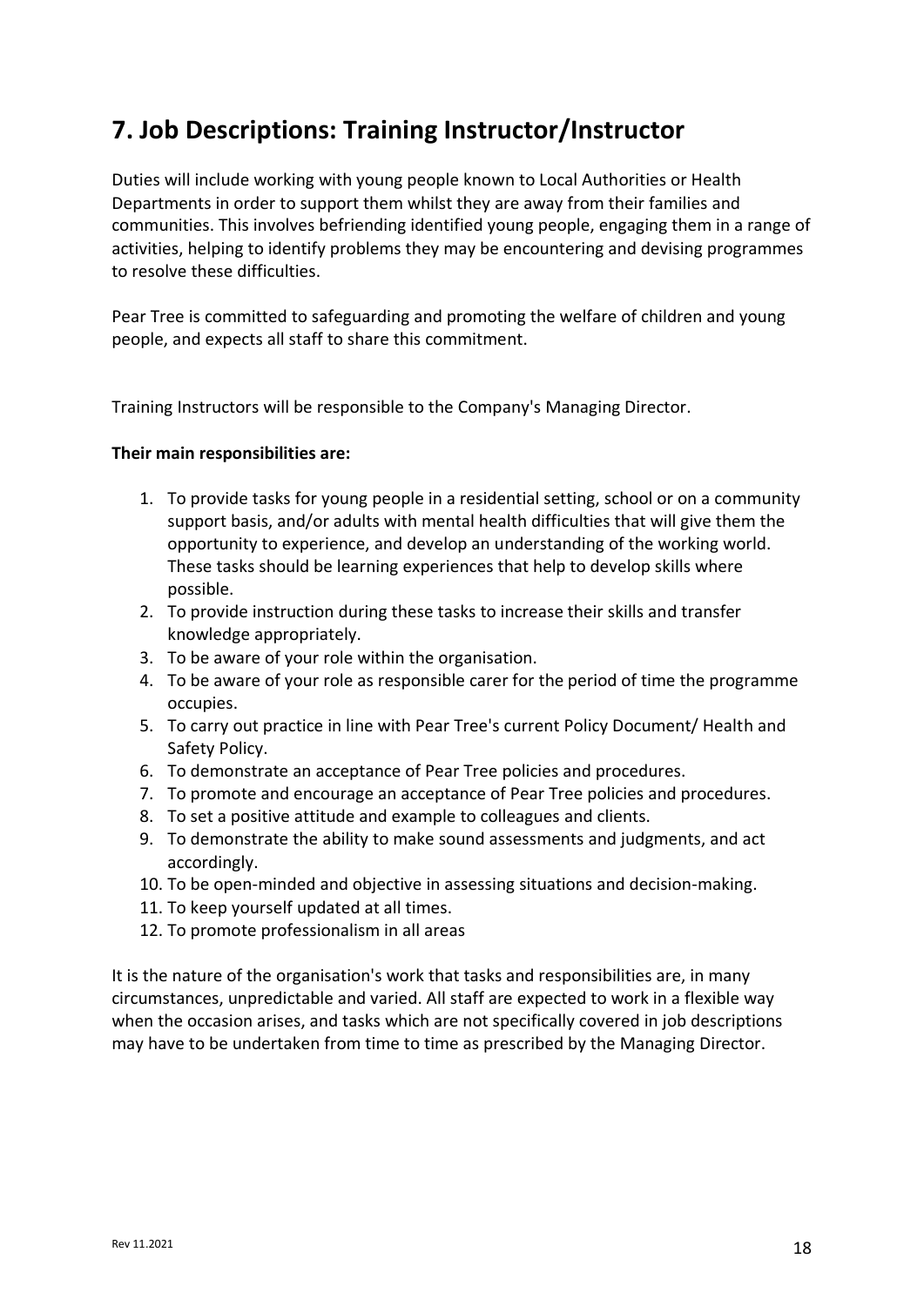# 7. Job Descriptions: Training Instructor/Instructor

Duties will include working with young people known to Local Authorities or Health Departments in order to support them whilst they are away from their families and communities. This involves befriending identified young people, engaging them in a range of activities, helping to identify problems they may be encountering and devising programmes to resolve these difficulties.

Pear Tree is committed to safeguarding and promoting the welfare of children and young people, and expects all staff to share this commitment.

Training Instructors will be responsible to the Company's Managing Director.

**Their main responsibilities are:**

1. To provide tasks for young people in a residential setting, school or on a community support basis, and/or adults with mental health difficulties that will give them the opportunity to experience, and develop an understanding of the working world. These tasks should be learning experiences that help to develop skills where possible.
2. To provide instruction during these tasks to increase their skills and transfer knowledge appropriately.
3. To be aware of your role within the organisation.
4. To be aware of your role as responsible carer for the period of time the programme occupies.
5. To carry out practice in line with Pear Tree's current Policy Document/ Health and Safety Policy.
6. To demonstrate an acceptance of Pear Tree policies and procedures.
7. To promote and encourage an acceptance of Pear Tree policies and procedures.
8. To set a positive attitude and example to colleagues and clients.
9. To demonstrate the ability to make sound assessments and judgments, and act accordingly.
10. To be open-minded and objective in assessing situations and decision-making.
11. To keep yourself updated at all times.
12. To promote professionalism in all areas

It is the nature of the organisation's work that tasks and responsibilities are, in many circumstances, unpredictable and varied. All staff are expected to work in a flexible way when the occasion arises, and tasks which are not specifically covered in job descriptions may have to be undertaken from time to time as prescribed by the Managing Director.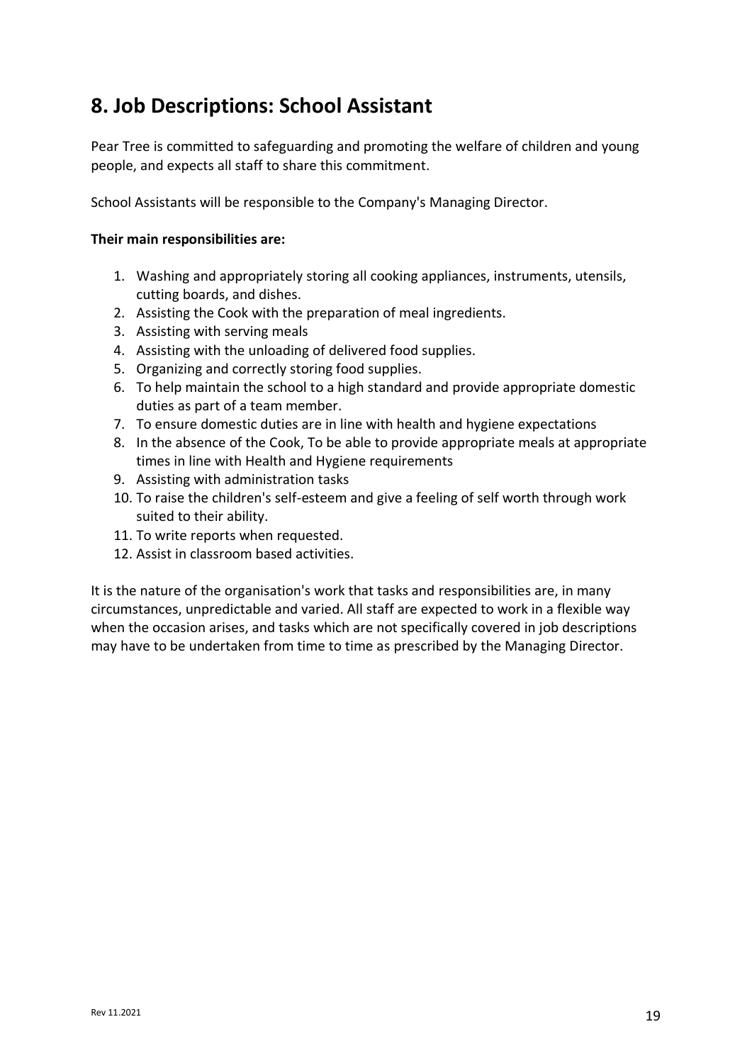## 8. Job Descriptions: School Assistant

Pear Tree is committed to safeguarding and promoting the welfare of children and young people, and expects all staff to share this commitment.

School Assistants will be responsible to the Company's Managing Director.

**Their main responsibilities are:**

1. Washing and appropriately storing all cooking appliances, instruments, utensils, cutting boards, and dishes.
2. Assisting the Cook with the preparation of meal ingredients.
3. Assisting with serving meals
4. Assisting with the unloading of delivered food supplies.
5. Organizing and correctly storing food supplies.
6. To help maintain the school to a high standard and provide appropriate domestic duties as part of a team member.
7. To ensure domestic duties are in line with health and hygiene expectations
8. In the absence of the Cook, To be able to provide appropriate meals at appropriate times in line with Health and Hygiene requirements
9. Assisting with administration tasks
10. To raise the children's self-esteem and give a feeling of self worth through work suited to their ability.
11. To write reports when requested.
12. Assist in classroom based activities.

It is the nature of the organisation's work that tasks and responsibilities are, in many circumstances, unpredictable and varied. All staff are expected to work in a flexible way when the occasion arises, and tasks which are not specifically covered in job descriptions may have to be undertaken from time to time as prescribed by the Managing Director.

Rev 11.2021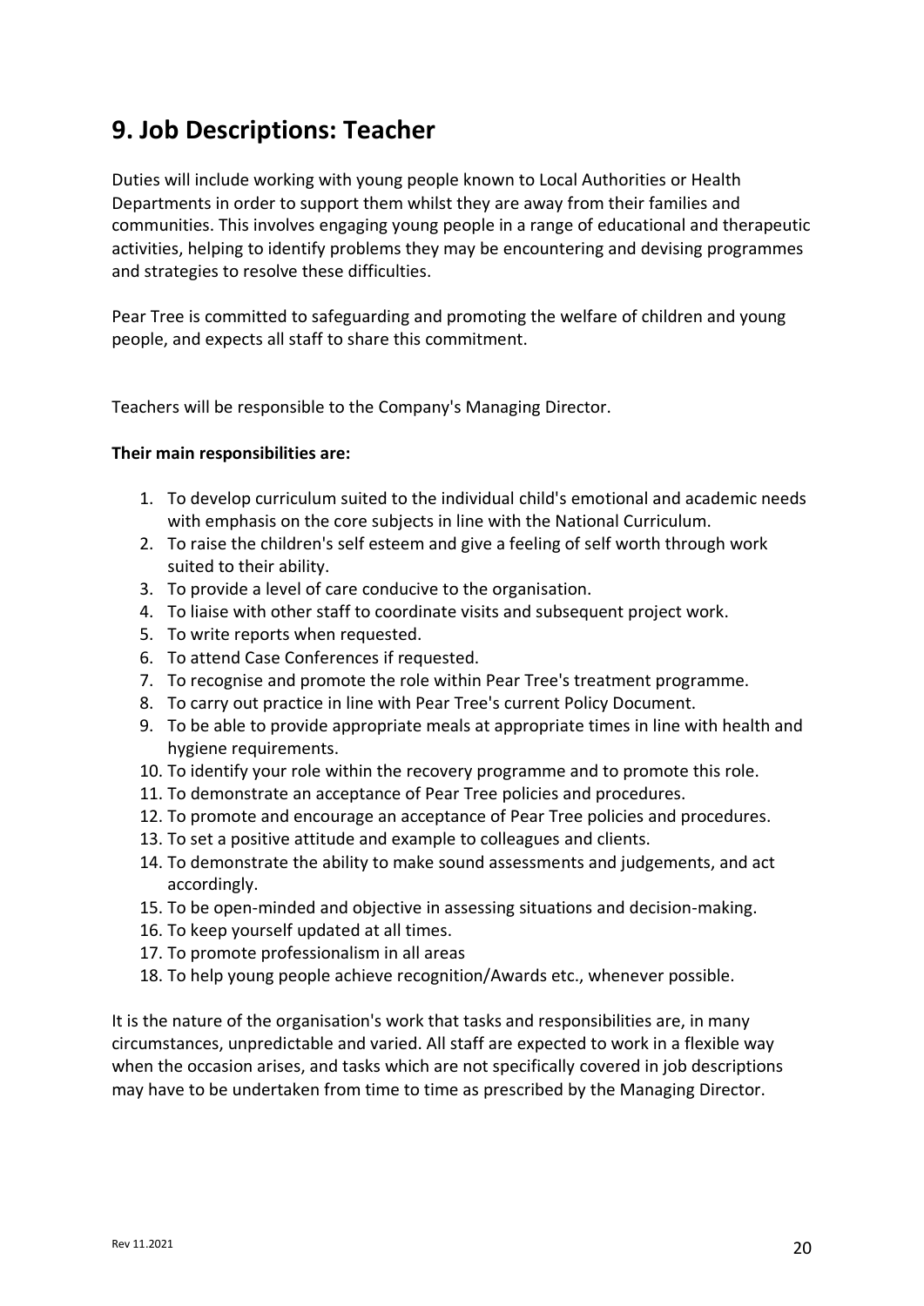## 9. Job Descriptions: Teacher

Duties will include working with young people known to Local Authorities or Health Departments in order to support them whilst they are away from their families and communities. This involves engaging young people in a range of educational and therapeutic activities, helping to identify problems they may be encountering and devising programmes and strategies to resolve these difficulties.

Pear Tree is committed to safeguarding and promoting the welfare of children and young people, and expects all staff to share this commitment.

Teachers will be responsible to the Company's Managing Director.

**Their main responsibilities are:**

1. To develop curriculum suited to the individual child's emotional and academic needs with emphasis on the core subjects in line with the National Curriculum.
2. To raise the children's self esteem and give a feeling of self worth through work suited to their ability.
3. To provide a level of care conducive to the organisation.
4. To liaise with other staff to coordinate visits and subsequent project work.
5. To write reports when requested.
6. To attend Case Conferences if requested.
7. To recognise and promote the role within Pear Tree's treatment programme.
8. To carry out practice in line with Pear Tree's current Policy Document.
9. To be able to provide appropriate meals at appropriate times in line with health and hygiene requirements.
10. To identify your role within the recovery programme and to promote this role.
11. To demonstrate an acceptance of Pear Tree policies and procedures.
12. To promote and encourage an acceptance of Pear Tree policies and procedures.
13. To set a positive attitude and example to colleagues and clients.
14. To demonstrate the ability to make sound assessments and judgements, and act accordingly.
15. To be open-minded and objective in assessing situations and decision-making.
16. To keep yourself updated at all times.
17. To promote professionalism in all areas
18. To help young people achieve recognition/Awards etc., whenever possible.

It is the nature of the organisation's work that tasks and responsibilities are, in many circumstances, unpredictable and varied. All staff are expected to work in a flexible way when the occasion arises, and tasks which are not specifically covered in job descriptions may have to be undertaken from time to time as prescribed by the Managing Director.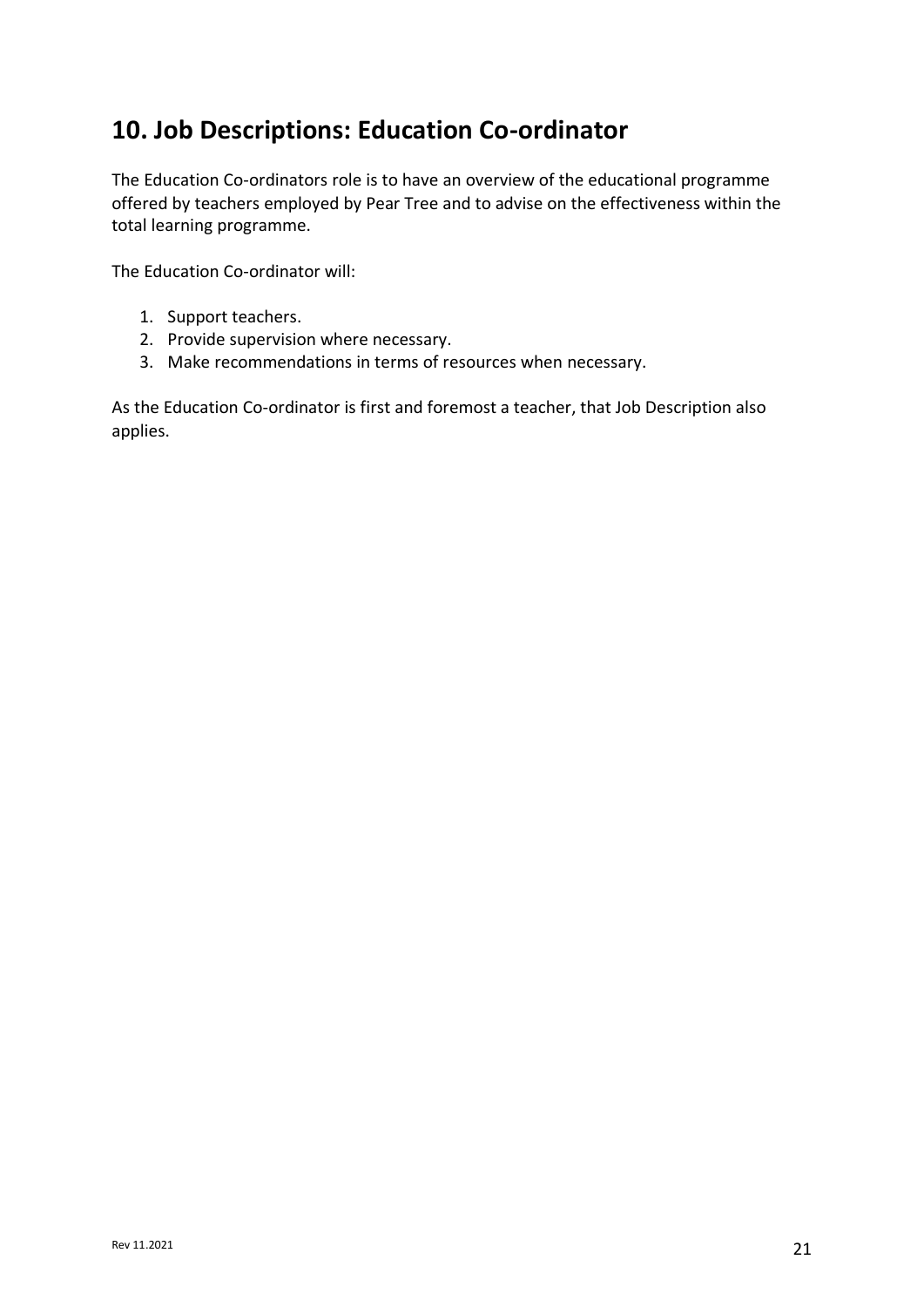## 10. Job Descriptions: Education Co-ordinator

The Education Co-ordinators role is to have an overview of the educational programme offered by teachers employed by Pear Tree and to advise on the effectiveness within the total learning programme.

The Education Co-ordinator will:

1. Support teachers.
2. Provide supervision where necessary.
3. Make recommendations in terms of resources when necessary.

As the Education Co-ordinator is first and foremost a teacher, that Job Description also applies.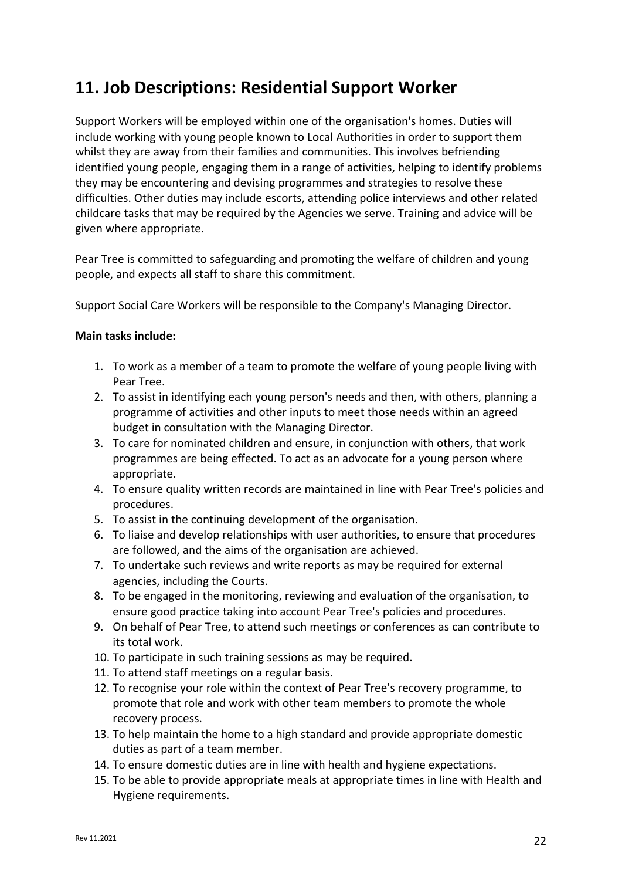## 11. Job Descriptions: Residential Support Worker

Support Workers will be employed within one of the organisation's homes. Duties will include working with young people known to Local Authorities in order to support them whilst they are away from their families and communities. This involves befriending identified young people, engaging them in a range of activities, helping to identify problems they may be encountering and devising programmes and strategies to resolve these difficulties. Other duties may include escorts, attending police interviews and other related childcare tasks that may be required by the Agencies we serve. Training and advice will be given where appropriate.

Pear Tree is committed to safeguarding and promoting the welfare of children and young people, and expects all staff to share this commitment.

Support Social Care Workers will be responsible to the Company's Managing Director.

**Main tasks include:**

1. To work as a member of a team to promote the welfare of young people living with Pear Tree.
2. To assist in identifying each young person's needs and then, with others, planning a programme of activities and other inputs to meet those needs within an agreed budget in consultation with the Managing Director.
3. To care for nominated children and ensure, in conjunction with others, that work programmes are being effected. To act as an advocate for a young person where appropriate.
4. To ensure quality written records are maintained in line with Pear Tree's policies and procedures.
5. To assist in the continuing development of the organisation.
6. To liaise and develop relationships with user authorities, to ensure that procedures are followed, and the aims of the organisation are achieved.
7. To undertake such reviews and write reports as may be required for external agencies, including the Courts.
8. To be engaged in the monitoring, reviewing and evaluation of the organisation, to ensure good practice taking into account Pear Tree's policies and procedures.
9. On behalf of Pear Tree, to attend such meetings or conferences as can contribute to its total work.
10. To participate in such training sessions as may be required.
11. To attend staff meetings on a regular basis.
12. To recognise your role within the context of Pear Tree's recovery programme, to promote that role and work with other team members to promote the whole recovery process.
13. To help maintain the home to a high standard and provide appropriate domestic duties as part of a team member.
14. To ensure domestic duties are in line with health and hygiene expectations.
15. To be able to provide appropriate meals at appropriate times in line with Health and Hygiene requirements.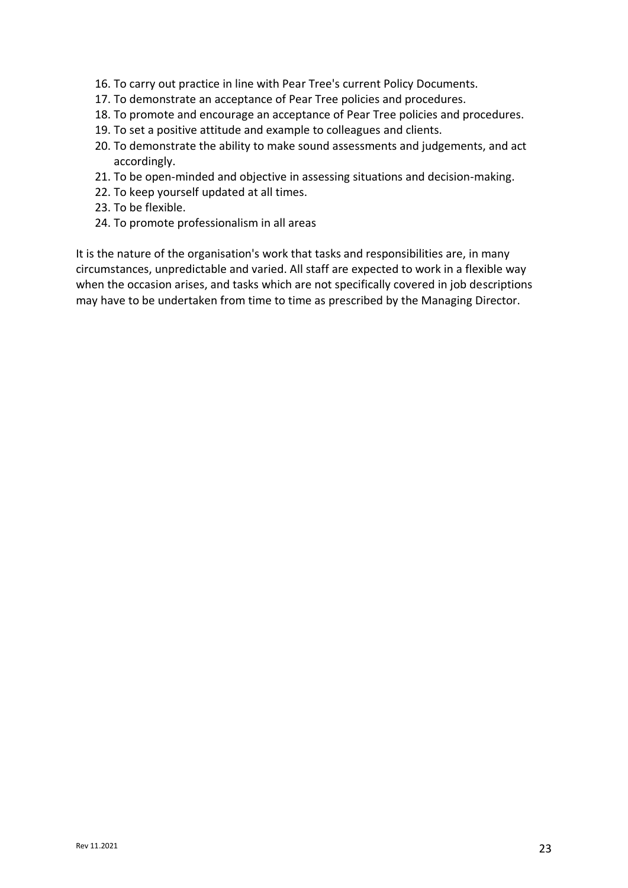16. To carry out practice in line with Pear Tree's current Policy Documents.
17. To demonstrate an acceptance of Pear Tree policies and procedures.
18. To promote and encourage an acceptance of Pear Tree policies and procedures.
19. To set a positive attitude and example to colleagues and clients.
20. To demonstrate the ability to make sound assessments and judgements, and act accordingly.
21. To be open-minded and objective in assessing situations and decision-making.
22. To keep yourself updated at all times.
23. To be flexible.
24. To promote professionalism in all areas

It is the nature of the organisation's work that tasks and responsibilities are, in many circumstances, unpredictable and varied. All staff are expected to work in a flexible way when the occasion arises, and tasks which are not specifically covered in job descriptions may have to be undertaken from time to time as prescribed by the Managing Director.

Rev 11.2021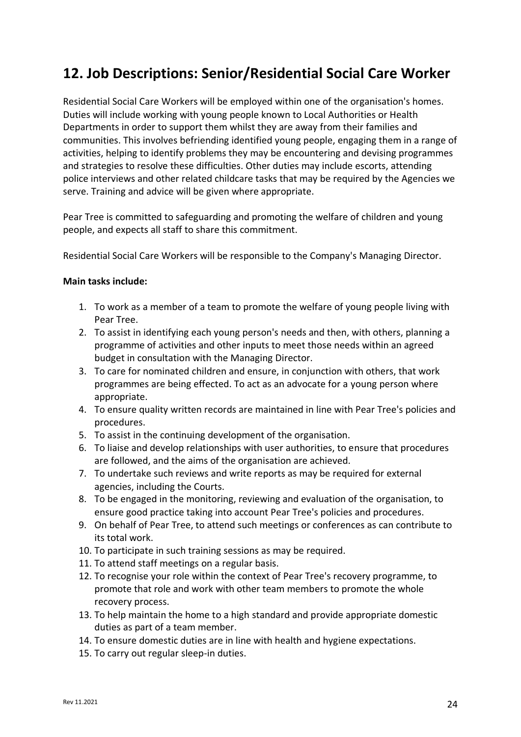## 12. Job Descriptions: Senior/Residential Social Care Worker

Residential Social Care Workers will be employed within one of the organisation's homes. Duties will include working with young people known to Local Authorities or Health Departments in order to support them whilst they are away from their families and communities. This involves befriending identified young people, engaging them in a range of activities, helping to identify problems they may be encountering and devising programmes and strategies to resolve these difficulties. Other duties may include escorts, attending police interviews and other related childcare tasks that may be required by the Agencies we serve. Training and advice will be given where appropriate.

Pear Tree is committed to safeguarding and promoting the welfare of children and young people, and expects all staff to share this commitment.

Residential Social Care Workers will be responsible to the Company's Managing Director.

**Main tasks include:**

1. To work as a member of a team to promote the welfare of young people living with Pear Tree.
2. To assist in identifying each young person's needs and then, with others, planning a programme of activities and other inputs to meet those needs within an agreed budget in consultation with the Managing Director.
3. To care for nominated children and ensure, in conjunction with others, that work programmes are being effected. To act as an advocate for a young person where appropriate.
4. To ensure quality written records are maintained in line with Pear Tree's policies and procedures.
5. To assist in the continuing development of the organisation.
6. To liaise and develop relationships with user authorities, to ensure that procedures are followed, and the aims of the organisation are achieved.
7. To undertake such reviews and write reports as may be required for external agencies, including the Courts.
8. To be engaged in the monitoring, reviewing and evaluation of the organisation, to ensure good practice taking into account Pear Tree's policies and procedures.
9. On behalf of Pear Tree, to attend such meetings or conferences as can contribute to its total work.
10. To participate in such training sessions as may be required.
11. To attend staff meetings on a regular basis.
12. To recognise your role within the context of Pear Tree's recovery programme, to promote that role and work with other team members to promote the whole recovery process.
13. To help maintain the home to a high standard and provide appropriate domestic duties as part of a team member.
14. To ensure domestic duties are in line with health and hygiene expectations.
15. To carry out regular sleep-in duties.

Rev 11.2021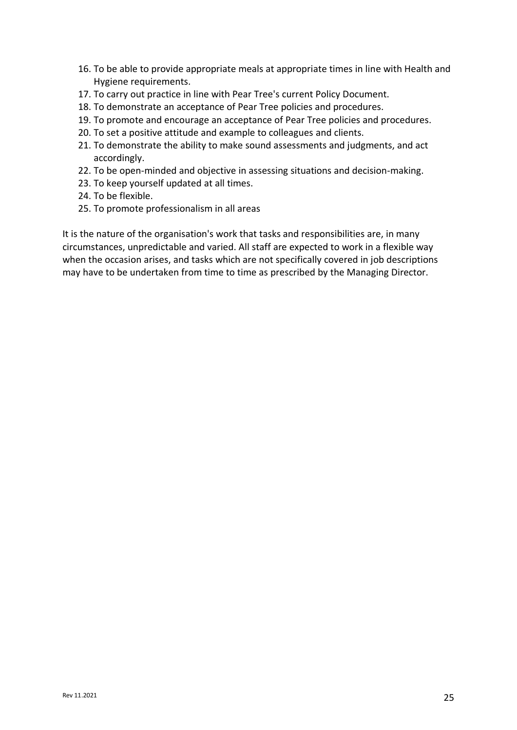16. To be able to provide appropriate meals at appropriate times in line with Health and Hygiene requirements.
17. To carry out practice in line with Pear Tree's current Policy Document.
18. To demonstrate an acceptance of Pear Tree policies and procedures.
19. To promote and encourage an acceptance of Pear Tree policies and procedures.
20. To set a positive attitude and example to colleagues and clients.
21. To demonstrate the ability to make sound assessments and judgments, and act accordingly.
22. To be open-minded and objective in assessing situations and decision-making.
23. To keep yourself updated at all times.
24. To be flexible.
25. To promote professionalism in all areas

It is the nature of the organisation's work that tasks and responsibilities are, in many circumstances, unpredictable and varied. All staff are expected to work in a flexible way when the occasion arises, and tasks which are not specifically covered in job descriptions may have to be undertaken from time to time as prescribed by the Managing Director.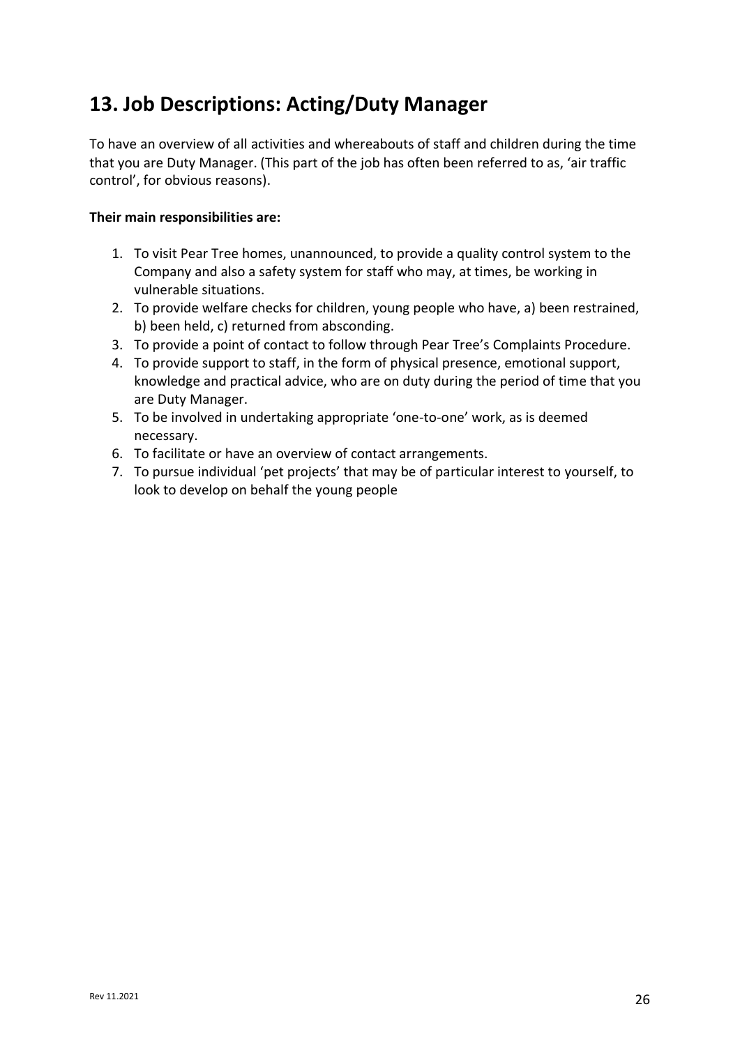## 13. Job Descriptions: Acting/Duty Manager

To have an overview of all activities and whereabouts of staff and children during the time that you are Duty Manager. (This part of the job has often been referred to as, 'air traffic control', for obvious reasons).

**Their main responsibilities are:**

1. To visit Pear Tree homes, unannounced, to provide a quality control system to the Company and also a safety system for staff who may, at times, be working in vulnerable situations.
2. To provide welfare checks for children, young people who have, a) been restrained, b) been held, c) returned from absconding.
3. To provide a point of contact to follow through Pear Tree's Complaints Procedure.
4. To provide support to staff, in the form of physical presence, emotional support, knowledge and practical advice, who are on duty during the period of time that you are Duty Manager.
5. To be involved in undertaking appropriate 'one-to-one' work, as is deemed necessary.
6. To facilitate or have an overview of contact arrangements.
7. To pursue individual 'pet projects' that may be of particular interest to yourself, to look to develop on behalf the young people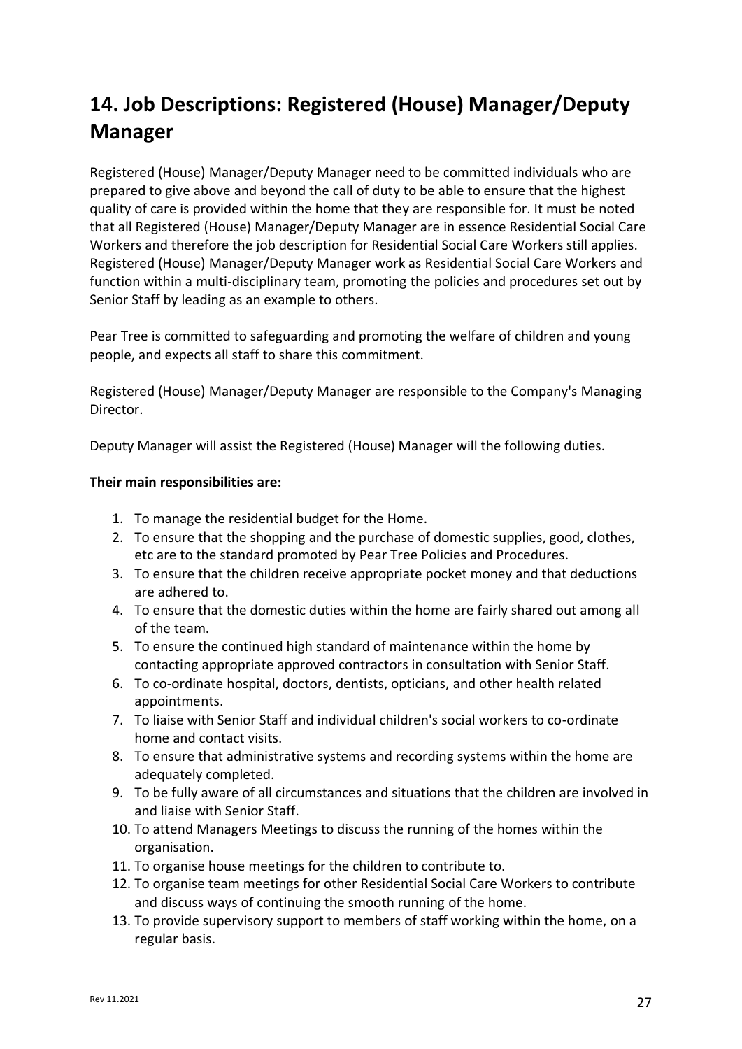# 14. Job Descriptions: Registered (House) Manager/Deputy Manager

Registered (House) Manager/Deputy Manager need to be committed individuals who are prepared to give above and beyond the call of duty to be able to ensure that the highest quality of care is provided within the home that they are responsible for. It must be noted that all Registered (House) Manager/Deputy Manager are in essence Residential Social Care Workers and therefore the job description for Residential Social Care Workers still applies. Registered (House) Manager/Deputy Manager work as Residential Social Care Workers and function within a multi-disciplinary team, promoting the policies and procedures set out by Senior Staff by leading as an example to others.

Pear Tree is committed to safeguarding and promoting the welfare of children and young people, and expects all staff to share this commitment.

Registered (House) Manager/Deputy Manager are responsible to the Company's Managing Director.

Deputy Manager will assist the Registered (House) Manager will the following duties.

**Their main responsibilities are:**

1. To manage the residential budget for the Home.
2. To ensure that the shopping and the purchase of domestic supplies, good, clothes, etc are to the standard promoted by Pear Tree Policies and Procedures.
3. To ensure that the children receive appropriate pocket money and that deductions are adhered to.
4. To ensure that the domestic duties within the home are fairly shared out among all of the team.
5. To ensure the continued high standard of maintenance within the home by contacting appropriate approved contractors in consultation with Senior Staff.
6. To co-ordinate hospital, doctors, dentists, opticians, and other health related appointments.
7. To liaise with Senior Staff and individual children's social workers to co-ordinate home and contact visits.
8. To ensure that administrative systems and recording systems within the home are adequately completed.
9. To be fully aware of all circumstances and situations that the children are involved in and liaise with Senior Staff.
10. To attend Managers Meetings to discuss the running of the homes within the organisation.
11. To organise house meetings for the children to contribute to.
12. To organise team meetings for other Residential Social Care Workers to contribute and discuss ways of continuing the smooth running of the home.
13. To provide supervisory support to members of staff working within the home, on a regular basis.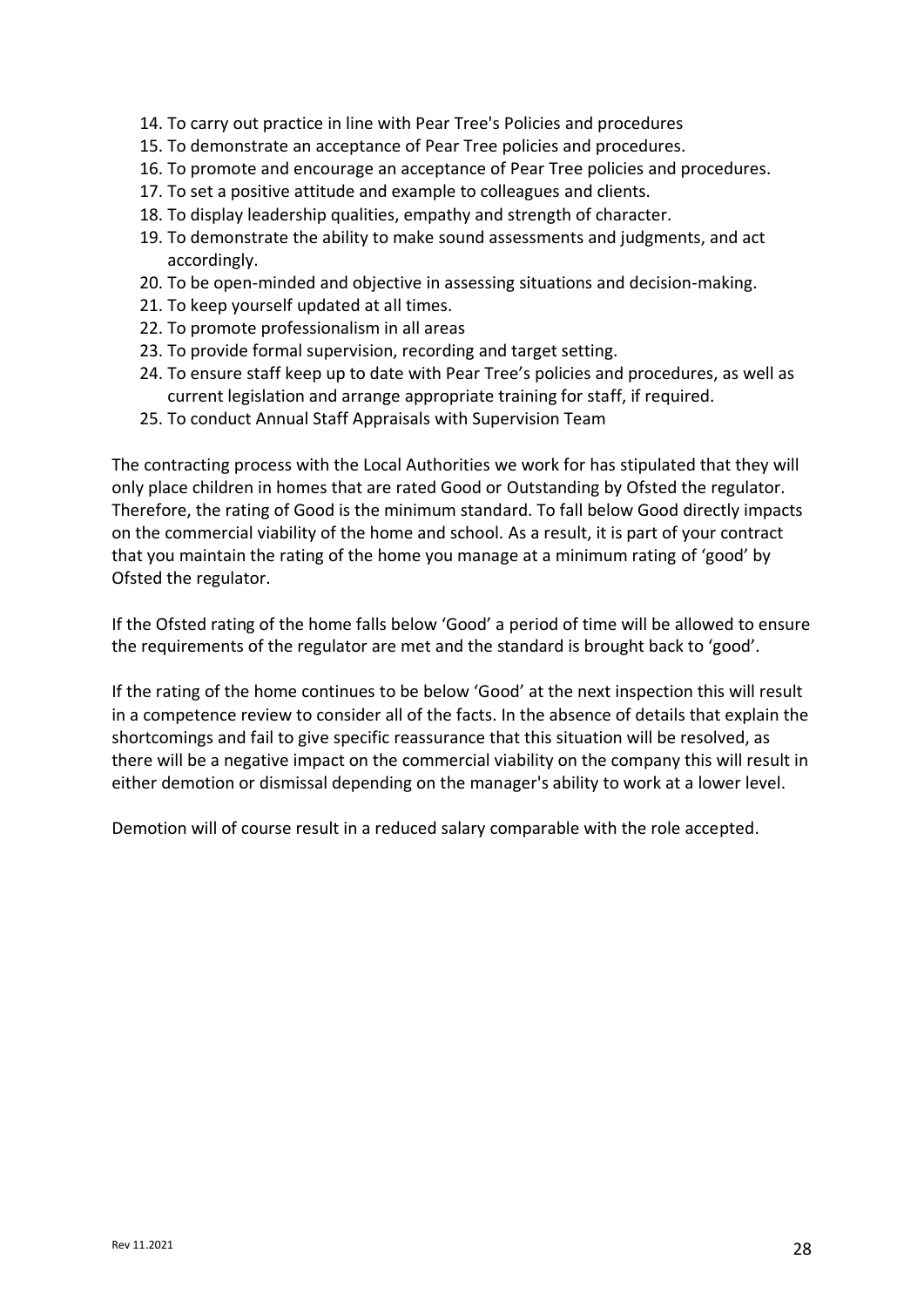14. To carry out practice in line with Pear Tree's Policies and procedures
15. To demonstrate an acceptance of Pear Tree policies and procedures.
16. To promote and encourage an acceptance of Pear Tree policies and procedures.
17. To set a positive attitude and example to colleagues and clients.
18. To display leadership qualities, empathy and strength of character.
19. To demonstrate the ability to make sound assessments and judgments, and act accordingly.
20. To be open-minded and objective in assessing situations and decision-making.
21. To keep yourself updated at all times.
22. To promote professionalism in all areas
23. To provide formal supervision, recording and target setting.
24. To ensure staff keep up to date with Pear Tree's policies and procedures, as well as current legislation and arrange appropriate training for staff, if required.
25. To conduct Annual Staff Appraisals with Supervision Team

The contracting process with the Local Authorities we work for has stipulated that they will only place children in homes that are rated Good or Outstanding by Ofsted the regulator. Therefore, the rating of Good is the minimum standard. To fall below Good directly impacts on the commercial viability of the home and school. As a result, it is part of your contract that you maintain the rating of the home you manage at a minimum rating of 'good' by Ofsted the regulator.

If the Ofsted rating of the home falls below 'Good' a period of time will be allowed to ensure the requirements of the regulator are met and the standard is brought back to 'good'.

If the rating of the home continues to be below 'Good' at the next inspection this will result in a competence review to consider all of the facts. In the absence of details that explain the shortcomings and fail to give specific reassurance that this situation will be resolved, as there will be a negative impact on the commercial viability on the company this will result in either demotion or dismissal depending on the manager's ability to work at a lower level.

Demotion will of course result in a reduced salary comparable with the role accepted.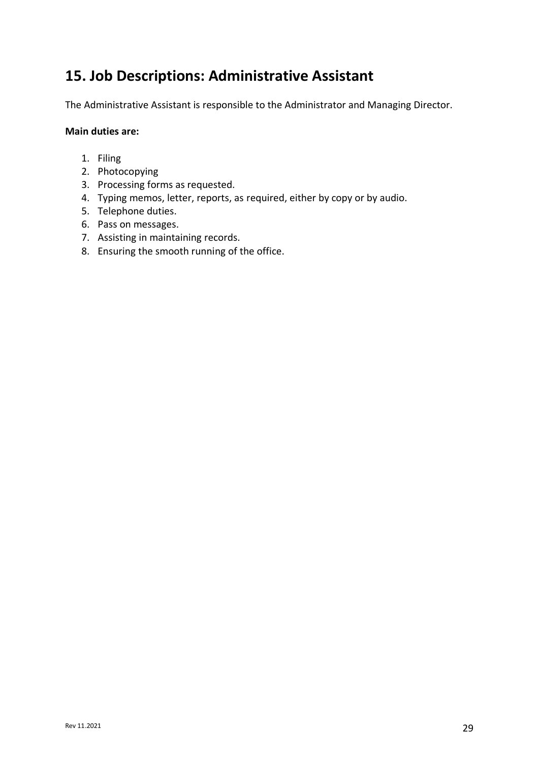# 15. Job Descriptions: Administrative Assistant

The Administrative Assistant is responsible to the Administrator and Managing Director.

**Main duties are:**

1. Filing
2. Photocopying
3. Processing forms as requested.
4. Typing memos, letter, reports, as required, either by copy or by audio.
5. Telephone duties.
6. Pass on messages.
7. Assisting in maintaining records.
8. Ensuring the smooth running of the office.

Rev 11.2021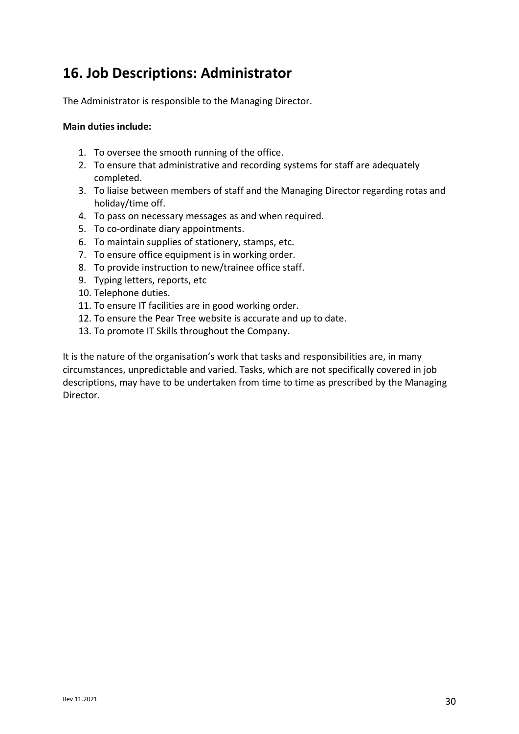## 16. Job Descriptions: Administrator

The Administrator is responsible to the Managing Director.

**Main duties include:**

1. To oversee the smooth running of the office.
2. To ensure that administrative and recording systems for staff are adequately completed.
3. To liaise between members of staff and the Managing Director regarding rotas and holiday/time off.
4. To pass on necessary messages as and when required.
5. To co-ordinate diary appointments.
6. To maintain supplies of stationery, stamps, etc.
7. To ensure office equipment is in working order.
8. To provide instruction to new/trainee office staff.
9. Typing letters, reports, etc
10. Telephone duties.
11. To ensure IT facilities are in good working order.
12. To ensure the Pear Tree website is accurate and up to date.
13. To promote IT Skills throughout the Company.

It is the nature of the organisation's work that tasks and responsibilities are, in many circumstances, unpredictable and varied. Tasks, which are not specifically covered in job descriptions, may have to be undertaken from time to time as prescribed by the Managing Director.

Rev 11.2021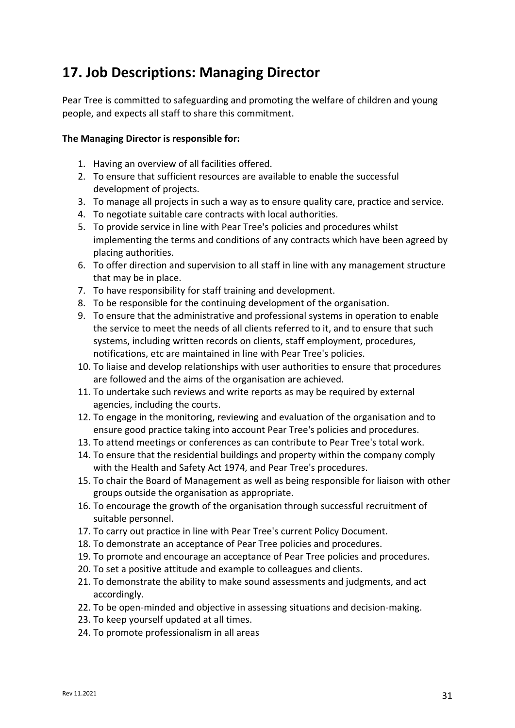## 17. Job Descriptions: Managing Director

Pear Tree is committed to safeguarding and promoting the welfare of children and young people, and expects all staff to share this commitment.

**The Managing Director is responsible for:**

1. Having an overview of all facilities offered.
2. To ensure that sufficient resources are available to enable the successful development of projects.
3. To manage all projects in such a way as to ensure quality care, practice and service.
4. To negotiate suitable care contracts with local authorities.
5. To provide service in line with Pear Tree's policies and procedures whilst implementing the terms and conditions of any contracts which have been agreed by placing authorities.
6. To offer direction and supervision to all staff in line with any management structure that may be in place.
7. To have responsibility for staff training and development.
8. To be responsible for the continuing development of the organisation.
9. To ensure that the administrative and professional systems in operation to enable the service to meet the needs of all clients referred to it, and to ensure that such systems, including written records on clients, staff employment, procedures, notifications, etc are maintained in line with Pear Tree's policies.
10. To liaise and develop relationships with user authorities to ensure that procedures are followed and the aims of the organisation are achieved.
11. To undertake such reviews and write reports as may be required by external agencies, including the courts.
12. To engage in the monitoring, reviewing and evaluation of the organisation and to ensure good practice taking into account Pear Tree's policies and procedures.
13. To attend meetings or conferences as can contribute to Pear Tree's total work.
14. To ensure that the residential buildings and property within the company comply with the Health and Safety Act 1974, and Pear Tree's procedures.
15. To chair the Board of Management as well as being responsible for liaison with other groups outside the organisation as appropriate.
16. To encourage the growth of the organisation through successful recruitment of suitable personnel.
17. To carry out practice in line with Pear Tree's current Policy Document.
18. To demonstrate an acceptance of Pear Tree policies and procedures.
19. To promote and encourage an acceptance of Pear Tree policies and procedures.
20. To set a positive attitude and example to colleagues and clients.
21. To demonstrate the ability to make sound assessments and judgments, and act accordingly.
22. To be open-minded and objective in assessing situations and decision-making.
23. To keep yourself updated at all times.
24. To promote professionalism in all areas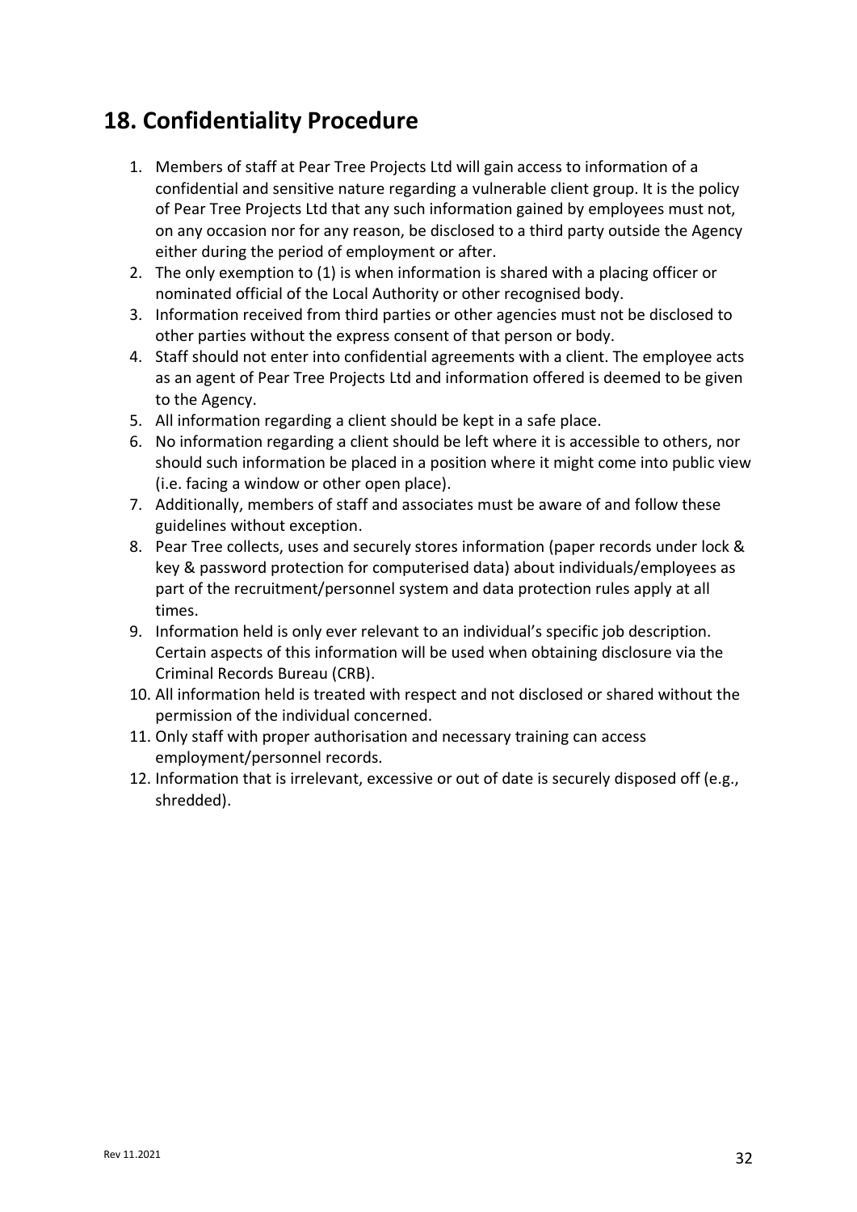## 18. Confidentiality Procedure

1. Members of staff at Pear Tree Projects Ltd will gain access to information of a confidential and sensitive nature regarding a vulnerable client group. It is the policy of Pear Tree Projects Ltd that any such information gained by employees must not, on any occasion nor for any reason, be disclosed to a third party outside the Agency either during the period of employment or after.
2. The only exemption to (1) is when information is shared with a placing officer or nominated official of the Local Authority or other recognised body.
3. Information received from third parties or other agencies must not be disclosed to other parties without the express consent of that person or body.
4. Staff should not enter into confidential agreements with a client. The employee acts as an agent of Pear Tree Projects Ltd and information offered is deemed to be given to the Agency.
5. All information regarding a client should be kept in a safe place.
6. No information regarding a client should be left where it is accessible to others, nor should such information be placed in a position where it might come into public view (i.e. facing a window or other open place).
7. Additionally, members of staff and associates must be aware of and follow these guidelines without exception.
8. Pear Tree collects, uses and securely stores information (paper records under lock & key & password protection for computerised data) about individuals/employees as part of the recruitment/personnel system and data protection rules apply at all times.
9. Information held is only ever relevant to an individual's specific job description. Certain aspects of this information will be used when obtaining disclosure via the Criminal Records Bureau (CRB).
10. All information held is treated with respect and not disclosed or shared without the permission of the individual concerned.
11. Only staff with proper authorisation and necessary training can access employment/personnel records.
12. Information that is irrelevant, excessive or out of date is securely disposed off (e.g., shredded).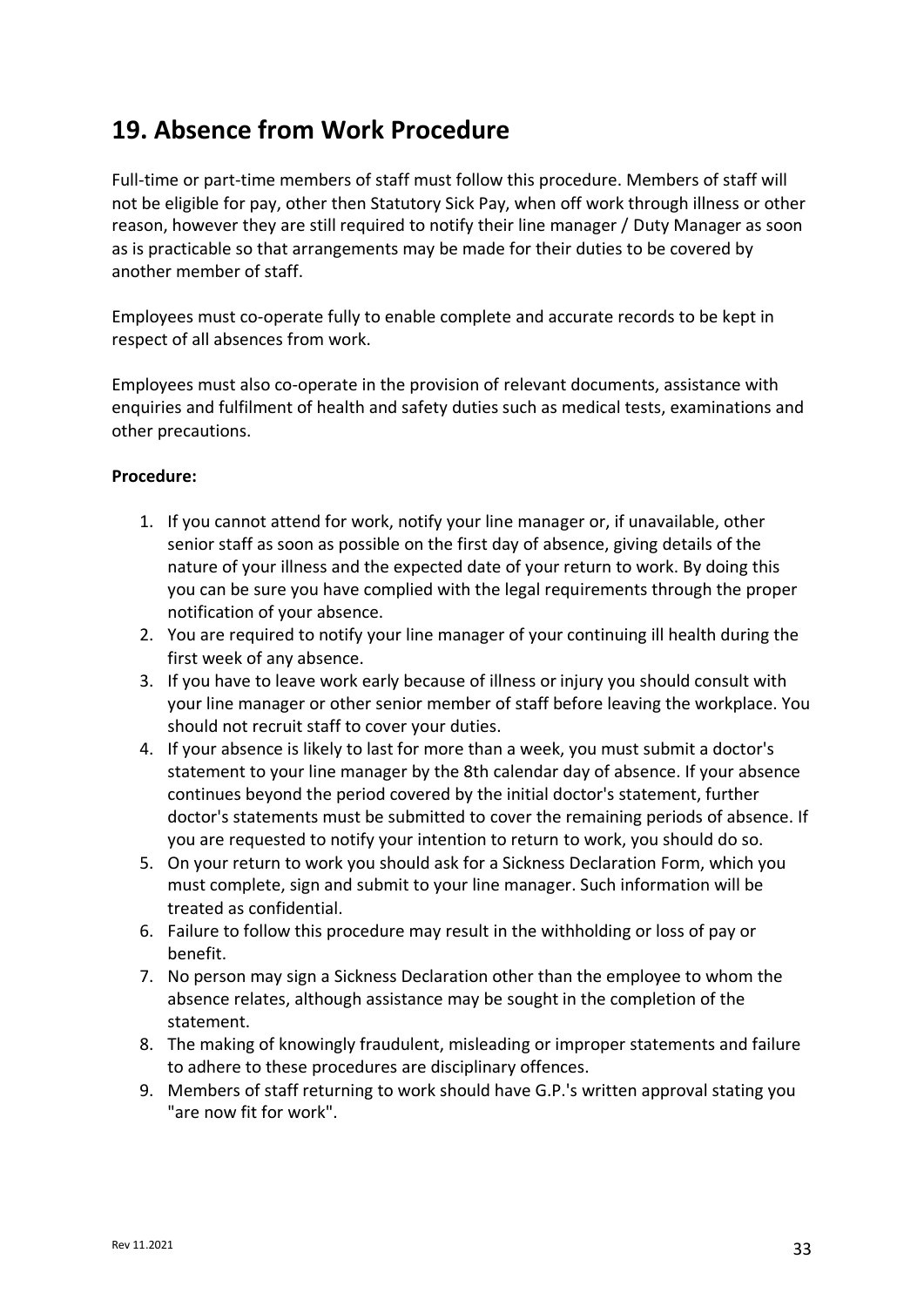## 19. Absence from Work Procedure

Full-time or part-time members of staff must follow this procedure. Members of staff will not be eligible for pay, other then Statutory Sick Pay, when off work through illness or other reason, however they are still required to notify their line manager / Duty Manager as soon as is practicable so that arrangements may be made for their duties to be covered by another member of staff.

Employees must co-operate fully to enable complete and accurate records to be kept in respect of all absences from work.

Employees must also co-operate in the provision of relevant documents, assistance with enquiries and fulfilment of health and safety duties such as medical tests, examinations and other precautions.

**Procedure:**

1. If you cannot attend for work, notify your line manager or, if unavailable, other senior staff as soon as possible on the first day of absence, giving details of the nature of your illness and the expected date of your return to work. By doing this you can be sure you have complied with the legal requirements through the proper notification of your absence.
2. You are required to notify your line manager of your continuing ill health during the first week of any absence.
3. If you have to leave work early because of illness or injury you should consult with your line manager or other senior member of staff before leaving the workplace. You should not recruit staff to cover your duties.
4. If your absence is likely to last for more than a week, you must submit a doctor's statement to your line manager by the 8th calendar day of absence. If your absence continues beyond the period covered by the initial doctor's statement, further doctor's statements must be submitted to cover the remaining periods of absence. If you are requested to notify your intention to return to work, you should do so.
5. On your return to work you should ask for a Sickness Declaration Form, which you must complete, sign and submit to your line manager. Such information will be treated as confidential.
6. Failure to follow this procedure may result in the withholding or loss of pay or benefit.
7. No person may sign a Sickness Declaration other than the employee to whom the absence relates, although assistance may be sought in the completion of the statement.
8. The making of knowingly fraudulent, misleading or improper statements and failure to adhere to these procedures are disciplinary offences.
9. Members of staff returning to work should have G.P.'s written approval stating you "are now fit for work".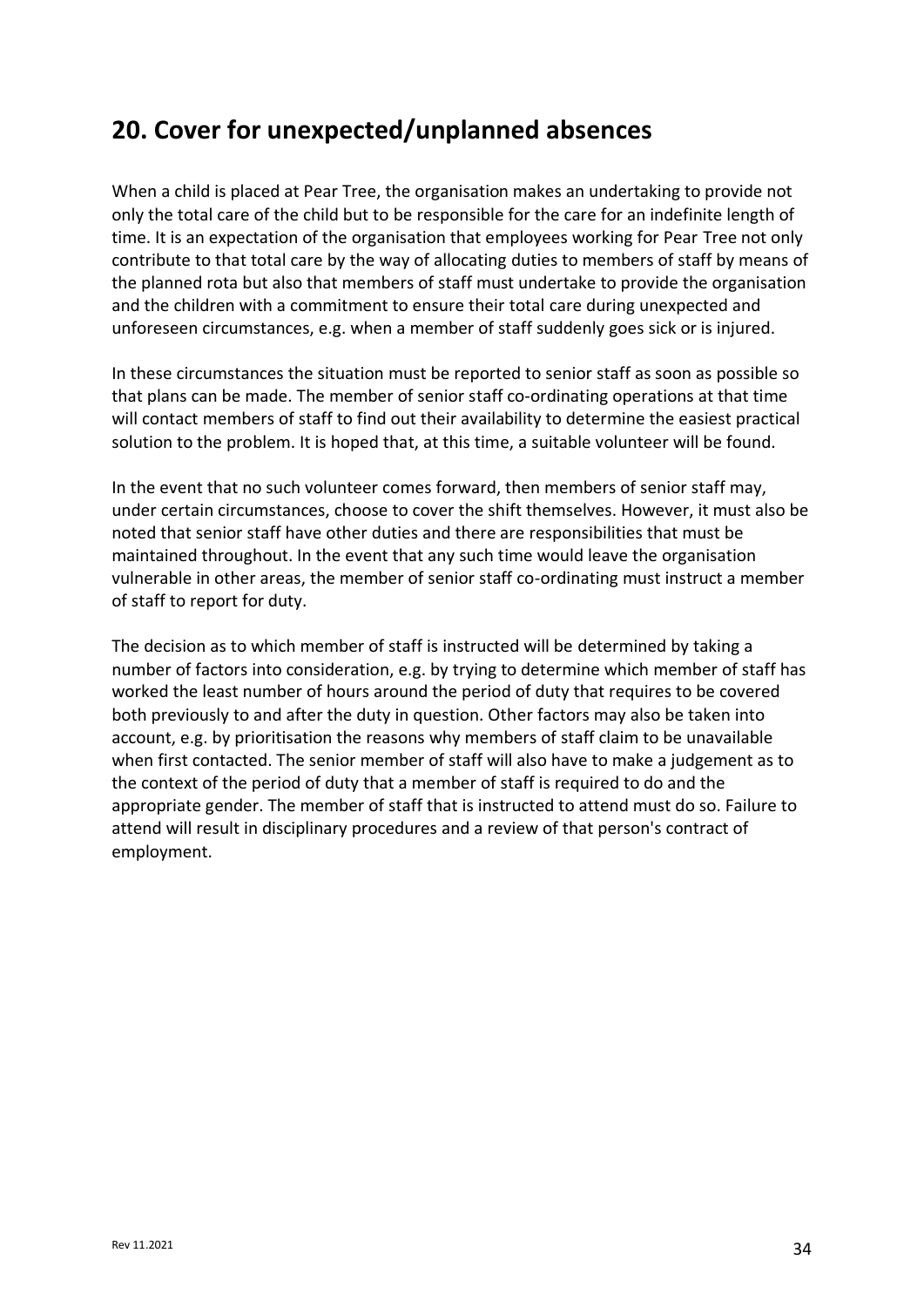## 20. Cover for unexpected/unplanned absences

When a child is placed at Pear Tree, the organisation makes an undertaking to provide not only the total care of the child but to be responsible for the care for an indefinite length of time. It is an expectation of the organisation that employees working for Pear Tree not only contribute to that total care by the way of allocating duties to members of staff by means of the planned rota but also that members of staff must undertake to provide the organisation and the children with a commitment to ensure their total care during unexpected and unforeseen circumstances, e.g. when a member of staff suddenly goes sick or is injured.

In these circumstances the situation must be reported to senior staff as soon as possible so that plans can be made. The member of senior staff co-ordinating operations at that time will contact members of staff to find out their availability to determine the easiest practical solution to the problem. It is hoped that, at this time, a suitable volunteer will be found.

In the event that no such volunteer comes forward, then members of senior staff may, under certain circumstances, choose to cover the shift themselves. However, it must also be noted that senior staff have other duties and there are responsibilities that must be maintained throughout. In the event that any such time would leave the organisation vulnerable in other areas, the member of senior staff co-ordinating must instruct a member of staff to report for duty.

The decision as to which member of staff is instructed will be determined by taking a number of factors into consideration, e.g. by trying to determine which member of staff has worked the least number of hours around the period of duty that requires to be covered both previously to and after the duty in question. Other factors may also be taken into account, e.g. by prioritisation the reasons why members of staff claim to be unavailable when first contacted. The senior member of staff will also have to make a judgement as to the context of the period of duty that a member of staff is required to do and the appropriate gender. The member of staff that is instructed to attend must do so. Failure to attend will result in disciplinary procedures and a review of that person's contract of employment.

Rev 11.2021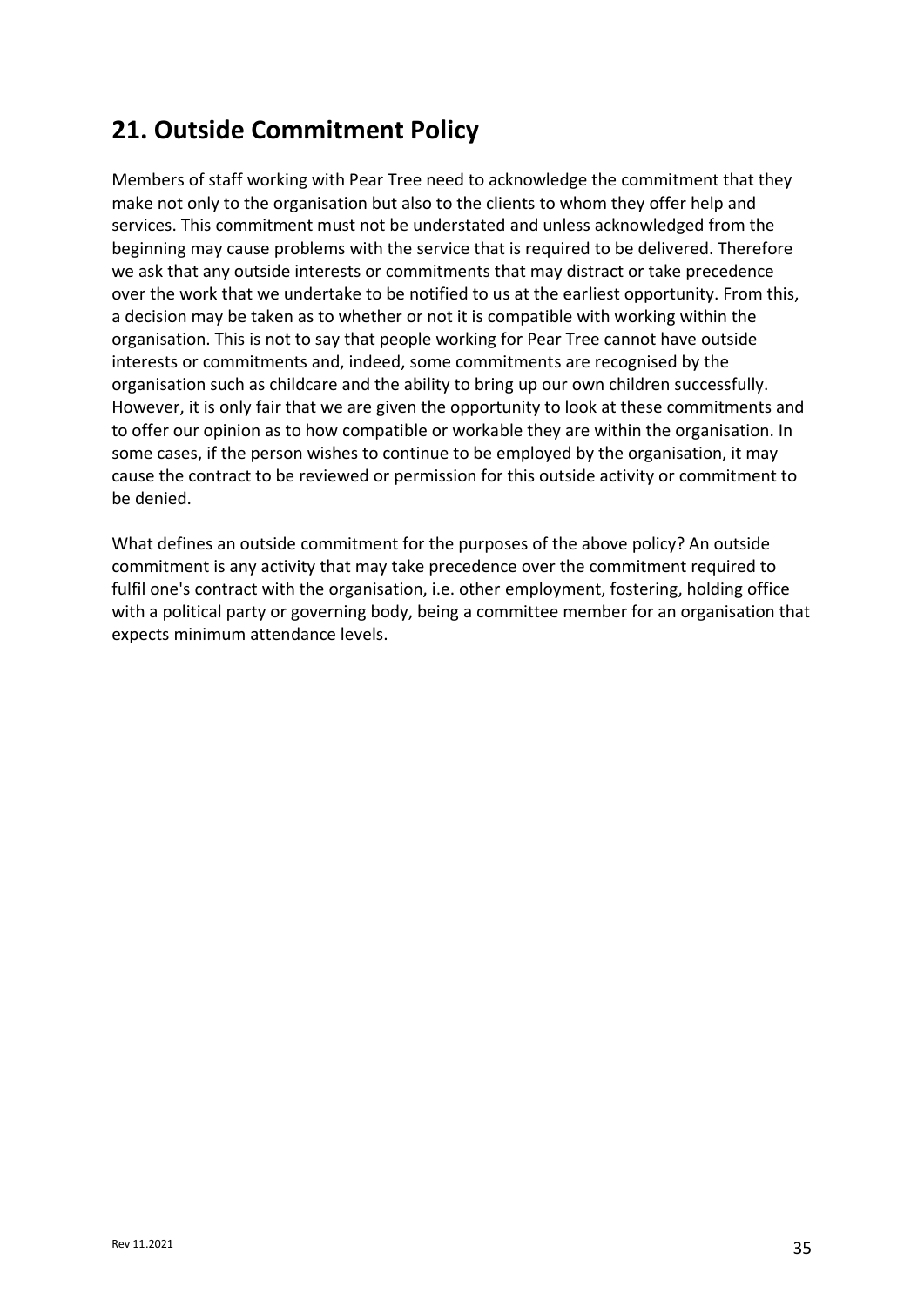## 21. Outside Commitment Policy

Members of staff working with Pear Tree need to acknowledge the commitment that they make not only to the organisation but also to the clients to whom they offer help and services. This commitment must not be understated and unless acknowledged from the beginning may cause problems with the service that is required to be delivered. Therefore we ask that any outside interests or commitments that may distract or take precedence over the work that we undertake to be notified to us at the earliest opportunity. From this, a decision may be taken as to whether or not it is compatible with working within the organisation. This is not to say that people working for Pear Tree cannot have outside interests or commitments and, indeed, some commitments are recognised by the organisation such as childcare and the ability to bring up our own children successfully. However, it is only fair that we are given the opportunity to look at these commitments and to offer our opinion as to how compatible or workable they are within the organisation. In some cases, if the person wishes to continue to be employed by the organisation, it may cause the contract to be reviewed or permission for this outside activity or commitment to be denied.

What defines an outside commitment for the purposes of the above policy? An outside commitment is any activity that may take precedence over the commitment required to fulfil one's contract with the organisation, i.e. other employment, fostering, holding office with a political party or governing body, being a committee member for an organisation that expects minimum attendance levels.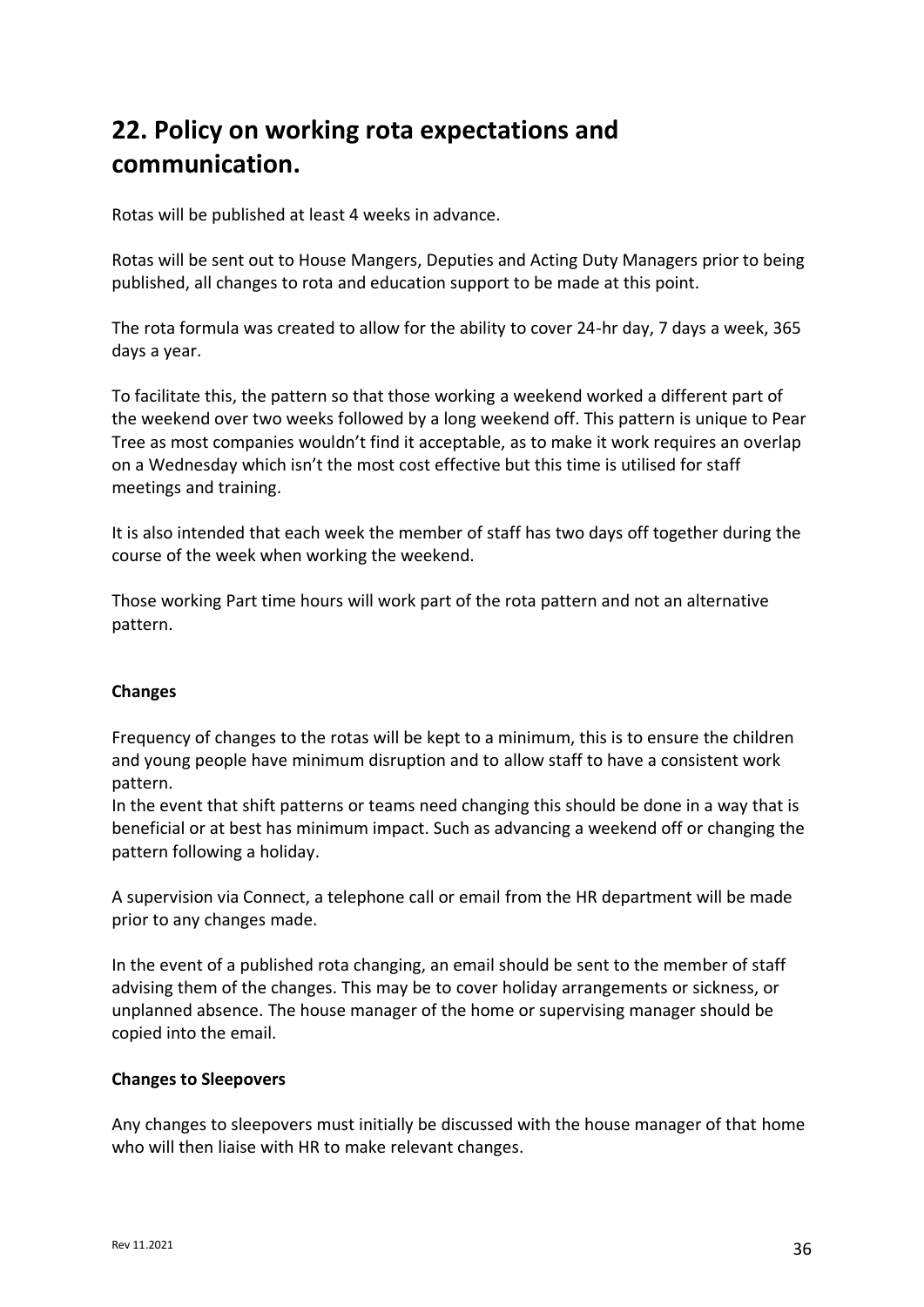## 22. Policy on working rota expectations and communication.

Rotas will be published at least 4 weeks in advance.

Rotas will be sent out to House Mangers, Deputies and Acting Duty Managers prior to being published, all changes to rota and education support to be made at this point.

The rota formula was created to allow for the ability to cover 24-hr day, 7 days a week, 365 days a year.

To facilitate this, the pattern so that those working a weekend worked a different part of the weekend over two weeks followed by a long weekend off. This pattern is unique to Pear Tree as most companies wouldn't find it acceptable, as to make it work requires an overlap on a Wednesday which isn't the most cost effective but this time is utilised for staff meetings and training.

It is also intended that each week the member of staff has two days off together during the course of the week when working the weekend.

Those working Part time hours will work part of the rota pattern and not an alternative pattern.

**Changes**

Frequency of changes to the rotas will be kept to a minimum, this is to ensure the children and young people have minimum disruption and to allow staff to have a consistent work pattern.
In the event that shift patterns or teams need changing this should be done in a way that is beneficial or at best has minimum impact. Such as advancing a weekend off or changing the pattern following a holiday.

A supervision via Connect, a telephone call or email from the HR department will be made prior to any changes made.

In the event of a published rota changing, an email should be sent to the member of staff advising them of the changes. This may be to cover holiday arrangements or sickness, or unplanned absence. The house manager of the home or supervising manager should be copied into the email.

**Changes to Sleepovers**

Any changes to sleepovers must initially be discussed with the house manager of that home who will then liaise with HR to make relevant changes.

Rev 11.2021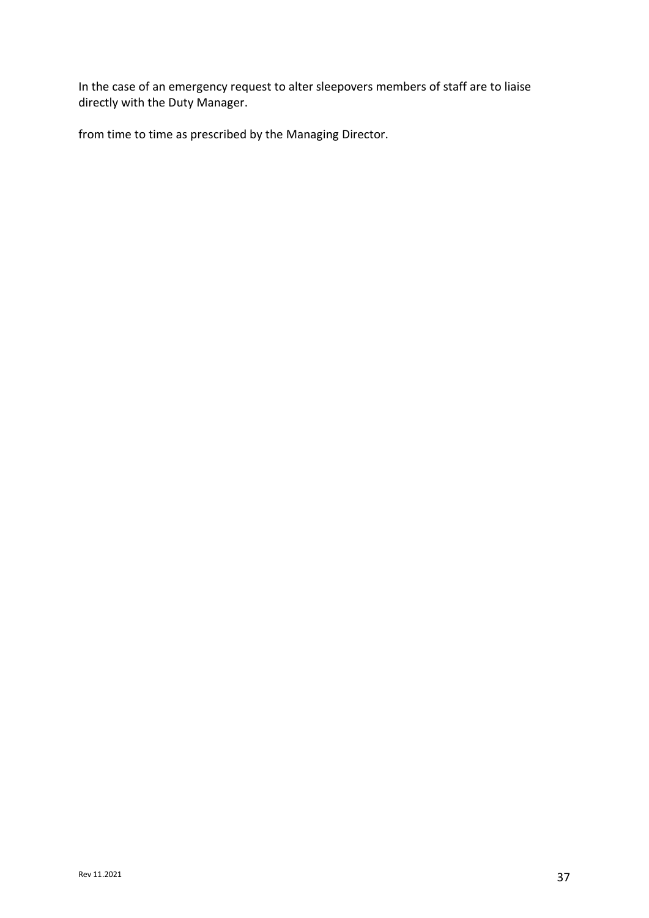In the case of an emergency request to alter sleepovers members of staff are to liaise directly with the Duty Manager.

from time to time as prescribed by the Managing Director.